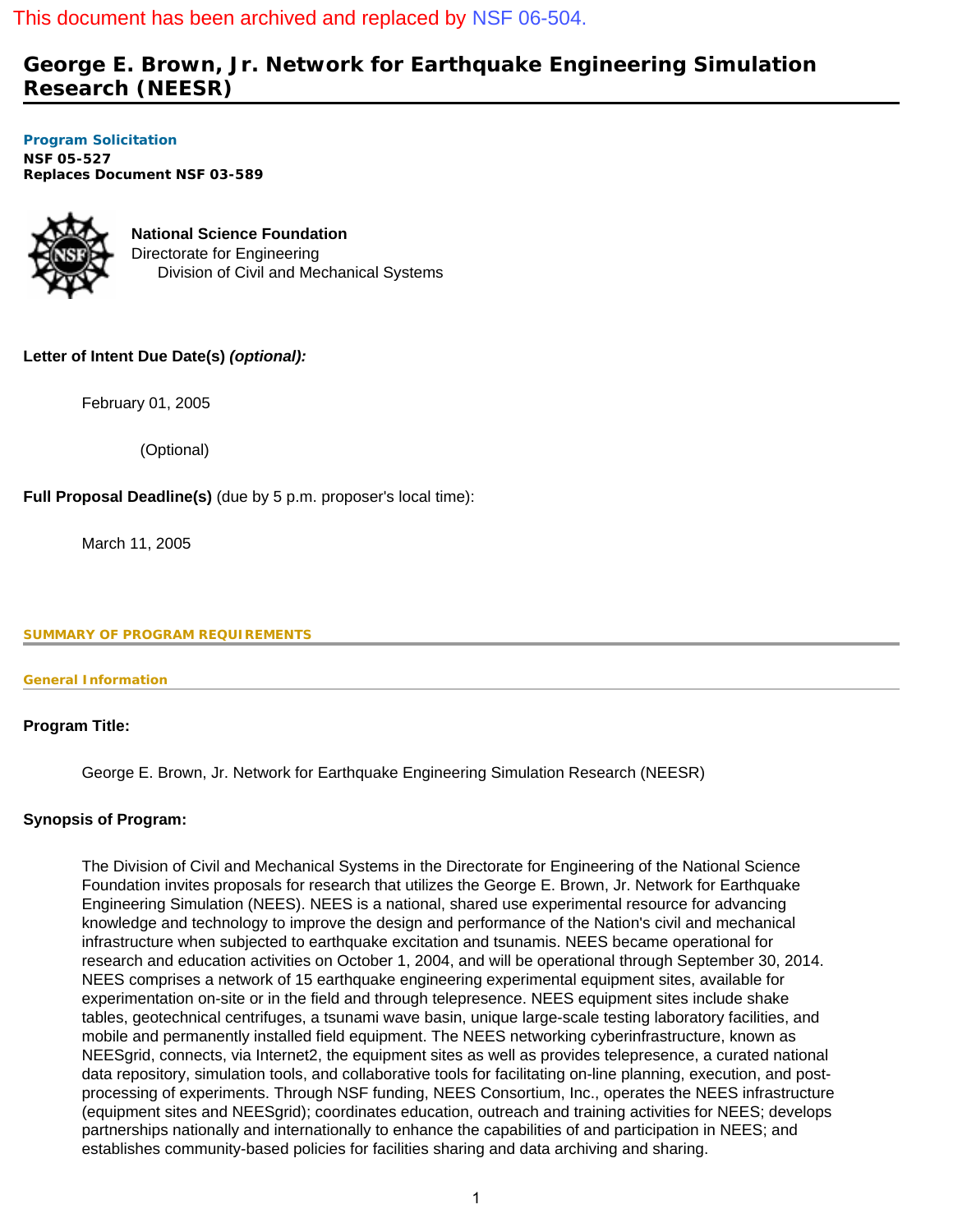This document has been archived and replaced by NSF 06-504.

# George E. Brown, Jr. Network for Earthquake Engineering Simulation Research (NEESR)

**Program Solicitation**
**NSF 05-527**
**Replaces Document NSF 03-589**

**National Science Foundation**
Directorate for Engineering
Division of Civil and Mechanical Systems

**Letter of Intent Due Date(s)** ***(optional):***

February 01, 2005

(Optional)

**Full Proposal Deadline(s)** (due by 5 p.m. proposer's local time):

March 11, 2005

## SUMMARY OF PROGRAM REQUIREMENTS

### General Information

**Program Title:**

George E. Brown, Jr. Network for Earthquake Engineering Simulation Research (NEESR)

**Synopsis of Program:**

The Division of Civil and Mechanical Systems in the Directorate for Engineering of the National Science Foundation invites proposals for research that utilizes the George E. Brown, Jr. Network for Earthquake Engineering Simulation (NEES). NEES is a national, shared use experimental resource for advancing knowledge and technology to improve the design and performance of the Nation's civil and mechanical infrastructure when subjected to earthquake excitation and tsunamis. NEES became operational for research and education activities on October 1, 2004, and will be operational through September 30, 2014. NEES comprises a network of 15 earthquake engineering experimental equipment sites, available for experimentation on-site or in the field and through telepresence. NEES equipment sites include shake tables, geotechnical centrifuges, a tsunami wave basin, unique large-scale testing laboratory facilities, and mobile and permanently installed field equipment. The NEES networking cyberinfrastructure, known as NEESgrid, connects, via Internet2, the equipment sites as well as provides telepresence, a curated national data repository, simulation tools, and collaborative tools for facilitating on-line planning, execution, and post-processing of experiments. Through NSF funding, NEES Consortium, Inc., operates the NEES infrastructure (equipment sites and NEESgrid); coordinates education, outreach and training activities for NEES; develops partnerships nationally and internationally to enhance the capabilities of and participation in NEES; and establishes community-based policies for facilities sharing and data archiving and sharing.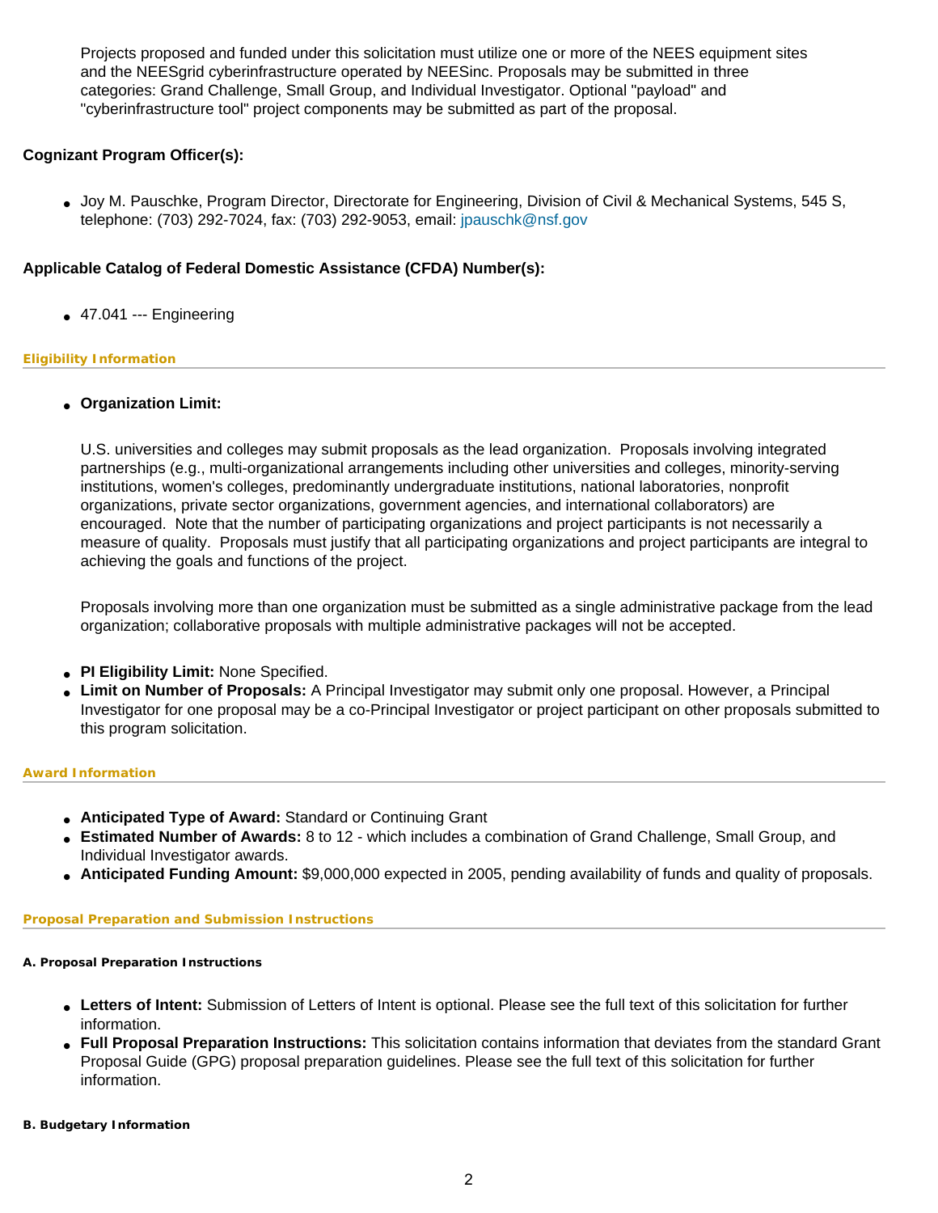Projects proposed and funded under this solicitation must utilize one or more of the NEES equipment sites and the NEESgrid cyberinfrastructure operated by NEESinc. Proposals may be submitted in three categories: Grand Challenge, Small Group, and Individual Investigator. Optional "payload" and "cyberinfrastructure tool" project components may be submitted as part of the proposal.

**Cognizant Program Officer(s):**

- Joy M. Pauschke, Program Director, Directorate for Engineering, Division of Civil & Mechanical Systems, 545 S, telephone: (703) 292-7024, fax: (703) 292-9053, email: jpauschk@nsf.gov

**Applicable Catalog of Federal Domestic Assistance (CFDA) Number(s):**

- 47.041 --- Engineering

## Eligibility Information

- **Organization Limit:**

  U.S. universities and colleges may submit proposals as the lead organization. Proposals involving integrated partnerships (e.g., multi-organizational arrangements including other universities and colleges, minority-serving institutions, women's colleges, predominantly undergraduate institutions, national laboratories, nonprofit organizations, private sector organizations, government agencies, and international collaborators) are encouraged. Note that the number of participating organizations and project participants is not necessarily a measure of quality. Proposals must justify that all participating organizations and project participants are integral to achieving the goals and functions of the project.

  Proposals involving more than one organization must be submitted as a single administrative package from the lead organization; collaborative proposals with multiple administrative packages will not be accepted.

- **PI Eligibility Limit:** None Specified.
- **Limit on Number of Proposals:** A Principal Investigator may submit only one proposal. However, a Principal Investigator for one proposal may be a co-Principal Investigator or project participant on other proposals submitted to this program solicitation.

## Award Information

- **Anticipated Type of Award:** Standard or Continuing Grant
- **Estimated Number of Awards:** 8 to 12 - which includes a combination of Grand Challenge, Small Group, and Individual Investigator awards.
- **Anticipated Funding Amount:** $9,000,000 expected in 2005, pending availability of funds and quality of proposals.

## Proposal Preparation and Submission Instructions

### A. Proposal Preparation Instructions

- **Letters of Intent:** Submission of Letters of Intent is optional. Please see the full text of this solicitation for further information.
- **Full Proposal Preparation Instructions:** This solicitation contains information that deviates from the standard Grant Proposal Guide (GPG) proposal preparation guidelines. Please see the full text of this solicitation for further information.

### B. Budgetary Information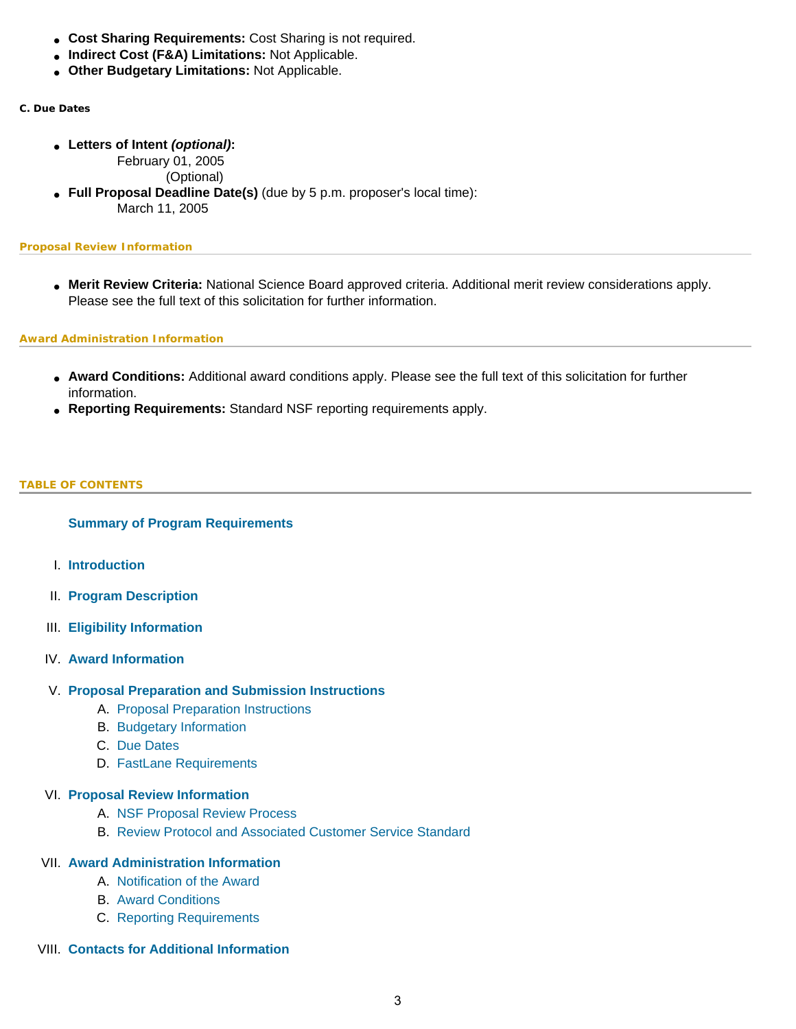- **Cost Sharing Requirements:** Cost Sharing is not required.
- **Indirect Cost (F&A) Limitations:** Not Applicable.
- **Other Budgetary Limitations:** Not Applicable.

#### C. Due Dates

- **Letters of Intent *(optional)*:**
  February 01, 2005
  (Optional)
- **Full Proposal Deadline Date(s)** (due by 5 p.m. proposer's local time):
  March 11, 2005

### Proposal Review Information

- **Merit Review Criteria:** National Science Board approved criteria. Additional merit review considerations apply. Please see the full text of this solicitation for further information.

### Award Administration Information

- **Award Conditions:** Additional award conditions apply. Please see the full text of this solicitation for further information.
- **Reporting Requirements:** Standard NSF reporting requirements apply.

## TABLE OF CONTENTS

**Summary of Program Requirements**

I. **Introduction**

II. **Program Description**

III. **Eligibility Information**

IV. **Award Information**

V. **Proposal Preparation and Submission Instructions**
   A. Proposal Preparation Instructions
   B. Budgetary Information
   C. Due Dates
   D. FastLane Requirements

VI. **Proposal Review Information**
   A. NSF Proposal Review Process
   B. Review Protocol and Associated Customer Service Standard

VII. **Award Administration Information**
   A. Notification of the Award
   B. Award Conditions
   C. Reporting Requirements

VIII. **Contacts for Additional Information**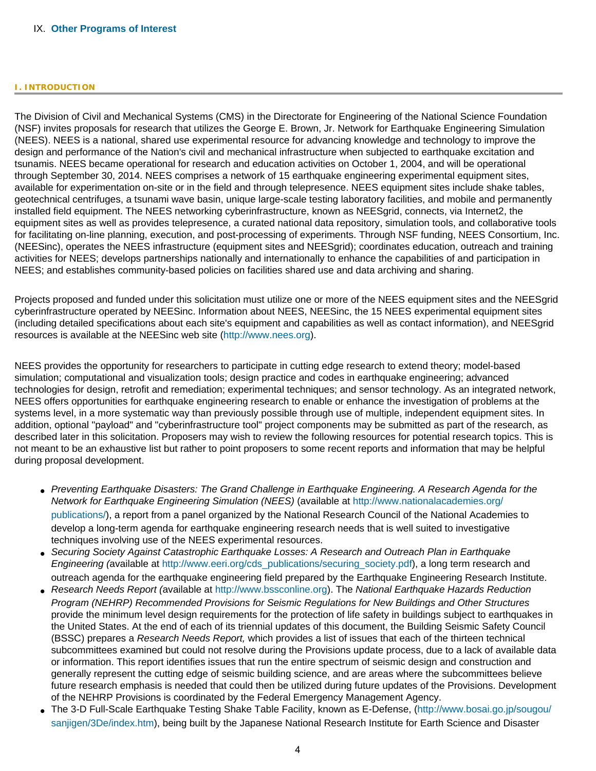IX. **Other Programs of Interest**

## I. INTRODUCTION

The Division of Civil and Mechanical Systems (CMS) in the Directorate for Engineering of the National Science Foundation (NSF) invites proposals for research that utilizes the George E. Brown, Jr. Network for Earthquake Engineering Simulation (NEES). NEES is a national, shared use experimental resource for advancing knowledge and technology to improve the design and performance of the Nation's civil and mechanical infrastructure when subjected to earthquake excitation and tsunamis. NEES became operational for research and education activities on October 1, 2004, and will be operational through September 30, 2014. NEES comprises a network of 15 earthquake engineering experimental equipment sites, available for experimentation on-site or in the field and through telepresence. NEES equipment sites include shake tables, geotechnical centrifuges, a tsunami wave basin, unique large-scale testing laboratory facilities, and mobile and permanently installed field equipment. The NEES networking cyberinfrastructure, known as NEESgrid, connects, via Internet2, the equipment sites as well as provides telepresence, a curated national data repository, simulation tools, and collaborative tools for facilitating on-line planning, execution, and post-processing of experiments. Through NSF funding, NEES Consortium, Inc. (NEESinc), operates the NEES infrastructure (equipment sites and NEESgrid); coordinates education, outreach and training activities for NEES; develops partnerships nationally and internationally to enhance the capabilities of and participation in NEES; and establishes community-based policies on facilities shared use and data archiving and sharing.

Projects proposed and funded under this solicitation must utilize one or more of the NEES equipment sites and the NEESgrid cyberinfrastructure operated by NEESinc. Information about NEES, NEESinc, the 15 NEES experimental equipment sites (including detailed specifications about each site's equipment and capabilities as well as contact information), and NEESgrid resources is available at the NEESinc web site (http://www.nees.org).

NEES provides the opportunity for researchers to participate in cutting edge research to extend theory; model-based simulation; computational and visualization tools; design practice and codes in earthquake engineering; advanced technologies for design, retrofit and remediation; experimental techniques; and sensor technology. As an integrated network, NEES offers opportunities for earthquake engineering research to enable or enhance the investigation of problems at the systems level, in a more systematic way than previously possible through use of multiple, independent equipment sites. In addition, optional "payload" and "cyberinfrastructure tool" project components may be submitted as part of the research, as described later in this solicitation. Proposers may wish to review the following resources for potential research topics. This is not meant to be an exhaustive list but rather to point proposers to some recent reports and information that may be helpful during proposal development.

- *Preventing Earthquake Disasters: The Grand Challenge in Earthquake Engineering. A Research Agenda for the Network for Earthquake Engineering Simulation (NEES)* (available at http://www.nationalacademies.org/publications/), a report from a panel organized by the National Research Council of the National Academies to develop a long-term agenda for earthquake engineering research needs that is well suited to investigative techniques involving use of the NEES experimental resources.
- *Securing Society Against Catastrophic Earthquake Losses: A Research and Outreach Plan in Earthquake Engineering (*available at http://www.eeri.org/cds_publications/securing_society.pdf), a long term research and outreach agenda for the earthquake engineering field prepared by the Earthquake Engineering Research Institute.
- *Research Needs Report (*available at http://www.bssconline.org). The *National Earthquake Hazards Reduction Program (NEHRP) Recommended Provisions for Seismic Regulations for New Buildings and Other Structures* provide the minimum level design requirements for the protection of life safety in buildings subject to earthquakes in the United States. At the end of each of its triennial updates of this document, the Building Seismic Safety Council (BSSC) prepares a *Research Needs Report,* which provides a list of issues that each of the thirteen technical subcommittees examined but could not resolve during the Provisions update process, due to a lack of available data or information. This report identifies issues that run the entire spectrum of seismic design and construction and generally represent the cutting edge of seismic building science, and are areas where the subcommittees believe future research emphasis is needed that could then be utilized during future updates of the Provisions. Development of the NEHRP Provisions is coordinated by the Federal Emergency Management Agency.
- The 3-D Full-Scale Earthquake Testing Shake Table Facility, known as E-Defense, (http://www.bosai.go.jp/sougou/sanjigen/3De/index.htm), being built by the Japanese National Research Institute for Earth Science and Disaster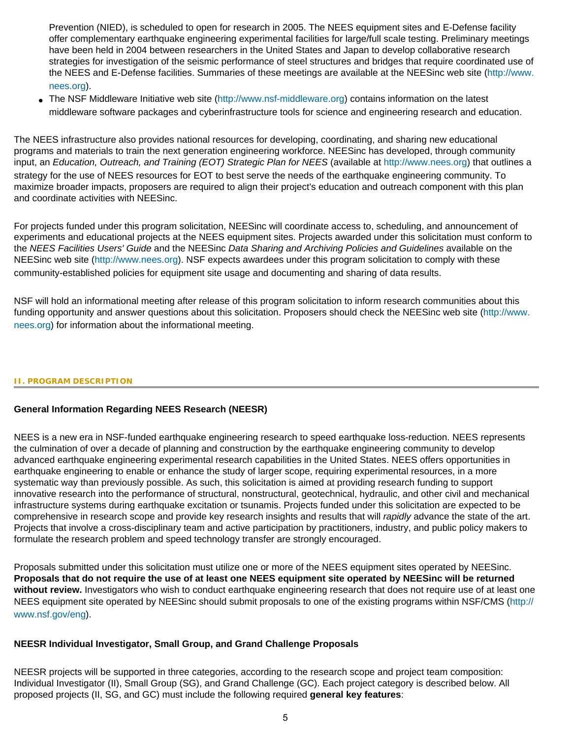Prevention (NIED), is scheduled to open for research in 2005. The NEES equipment sites and E-Defense facility offer complementary earthquake engineering experimental facilities for large/full scale testing. Preliminary meetings have been held in 2004 between researchers in the United States and Japan to develop collaborative research strategies for investigation of the seismic performance of steel structures and bridges that require coordinated use of the NEES and E-Defense facilities. Summaries of these meetings are available at the NEESinc web site (http://www.nees.org).

- The NSF Middleware Initiative web site (http://www.nsf-middleware.org) contains information on the latest middleware software packages and cyberinfrastructure tools for science and engineering research and education.

The NEES infrastructure also provides national resources for developing, coordinating, and sharing new educational programs and materials to train the next generation engineering workforce. NEESinc has developed, through community input, an *Education, Outreach, and Training (EOT) Strategic Plan for NEES* (available at http://www.nees.org) that outlines a strategy for the use of NEES resources for EOT to best serve the needs of the earthquake engineering community. To maximize broader impacts, proposers are required to align their project's education and outreach component with this plan and coordinate activities with NEESinc.

For projects funded under this program solicitation, NEESinc will coordinate access to, scheduling, and announcement of experiments and educational projects at the NEES equipment sites. Projects awarded under this solicitation must conform to the *NEES Facilities Users' Guide* and the NEESinc *Data Sharing and Archiving Policies and Guidelines* available on the NEESinc web site (http://www.nees.org). NSF expects awardees under this program solicitation to comply with these community-established policies for equipment site usage and documenting and sharing of data results.

NSF will hold an informational meeting after release of this program solicitation to inform research communities about this funding opportunity and answer questions about this solicitation. Proposers should check the NEESinc web site (http://www.nees.org) for information about the informational meeting.

## II. PROGRAM DESCRIPTION

### General Information Regarding NEES Research (NEESR)

NEES is a new era in NSF-funded earthquake engineering research to speed earthquake loss-reduction. NEES represents the culmination of over a decade of planning and construction by the earthquake engineering community to develop advanced earthquake engineering experimental research capabilities in the United States. NEES offers opportunities in earthquake engineering to enable or enhance the study of larger scope, requiring experimental resources, in a more systematic way than previously possible. As such, this solicitation is aimed at providing research funding to support innovative research into the performance of structural, nonstructural, geotechnical, hydraulic, and other civil and mechanical infrastructure systems during earthquake excitation or tsunamis. Projects funded under this solicitation are expected to be comprehensive in research scope and provide key research insights and results that will *rapidly* advance the state of the art. Projects that involve a cross-disciplinary team and active participation by practitioners, industry, and public policy makers to formulate the research problem and speed technology transfer are strongly encouraged.

Proposals submitted under this solicitation must utilize one or more of the NEES equipment sites operated by NEESinc. **Proposals that do not require the use of at least one NEES equipment site operated by NEESinc will be returned without review.** Investigators who wish to conduct earthquake engineering research that does not require use of at least one NEES equipment site operated by NEESinc should submit proposals to one of the existing programs within NSF/CMS (http://www.nsf.gov/eng).

### NEESR Individual Investigator, Small Group, and Grand Challenge Proposals

NEESR projects will be supported in three categories, according to the research scope and project team composition: Individual Investigator (II), Small Group (SG), and Grand Challenge (GC). Each project category is described below. All proposed projects (II, SG, and GC) must include the following required **general key features**: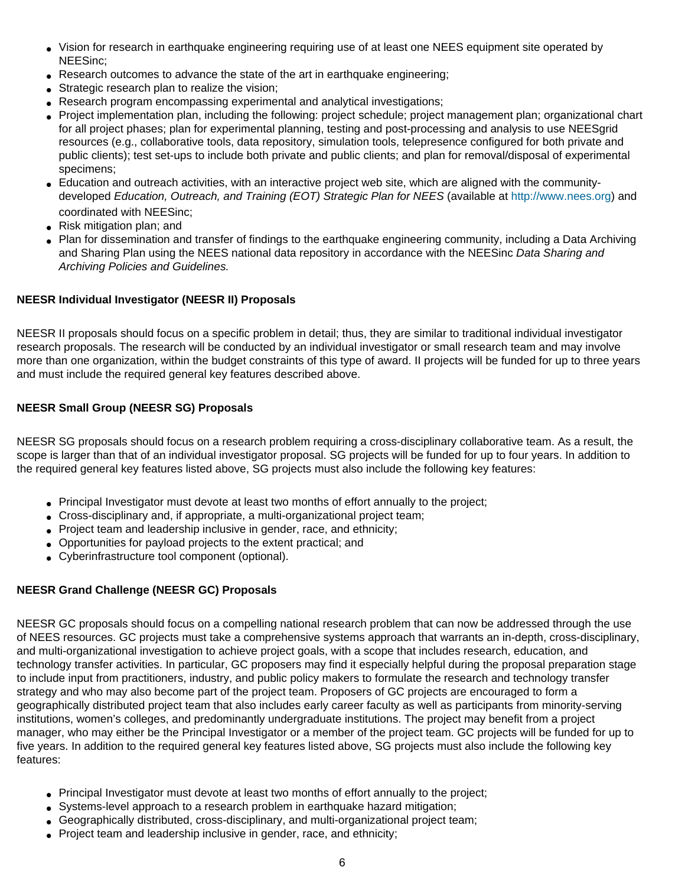- Vision for research in earthquake engineering requiring use of at least one NEES equipment site operated by NEESinc;
- Research outcomes to advance the state of the art in earthquake engineering;
- Strategic research plan to realize the vision;
- Research program encompassing experimental and analytical investigations;
- Project implementation plan, including the following: project schedule; project management plan; organizational chart for all project phases; plan for experimental planning, testing and post-processing and analysis to use NEESgrid resources (e.g., collaborative tools, data repository, simulation tools, telepresence configured for both private and public clients); test set-ups to include both private and public clients; and plan for removal/disposal of experimental specimens;
- Education and outreach activities, with an interactive project web site, which are aligned with the community-developed *Education, Outreach, and Training (EOT) Strategic Plan for NEES* (available at http://www.nees.org) and coordinated with NEESinc;
- Risk mitigation plan; and
- Plan for dissemination and transfer of findings to the earthquake engineering community, including a Data Archiving and Sharing Plan using the NEES national data repository in accordance with the NEESinc *Data Sharing and Archiving Policies and Guidelines.*

**NEESR Individual Investigator (NEESR II) Proposals**

NEESR II proposals should focus on a specific problem in detail; thus, they are similar to traditional individual investigator research proposals. The research will be conducted by an individual investigator or small research team and may involve more than one organization, within the budget constraints of this type of award. II projects will be funded for up to three years and must include the required general key features described above.

**NEESR Small Group (NEESR SG) Proposals**

NEESR SG proposals should focus on a research problem requiring a cross-disciplinary collaborative team. As a result, the scope is larger than that of an individual investigator proposal. SG projects will be funded for up to four years. In addition to the required general key features listed above, SG projects must also include the following key features:

- Principal Investigator must devote at least two months of effort annually to the project;
- Cross-disciplinary and, if appropriate, a multi-organizational project team;
- Project team and leadership inclusive in gender, race, and ethnicity;
- Opportunities for payload projects to the extent practical; and
- Cyberinfrastructure tool component (optional).

**NEESR Grand Challenge (NEESR GC) Proposals**

NEESR GC proposals should focus on a compelling national research problem that can now be addressed through the use of NEES resources. GC projects must take a comprehensive systems approach that warrants an in-depth, cross-disciplinary, and multi-organizational investigation to achieve project goals, with a scope that includes research, education, and technology transfer activities. In particular, GC proposers may find it especially helpful during the proposal preparation stage to include input from practitioners, industry, and public policy makers to formulate the research and technology transfer strategy and who may also become part of the project team. Proposers of GC projects are encouraged to form a geographically distributed project team that also includes early career faculty as well as participants from minority-serving institutions, women's colleges, and predominantly undergraduate institutions. The project may benefit from a project manager, who may either be the Principal Investigator or a member of the project team. GC projects will be funded for up to five years. In addition to the required general key features listed above, SG projects must also include the following key features:

- Principal Investigator must devote at least two months of effort annually to the project;
- Systems-level approach to a research problem in earthquake hazard mitigation;
- Geographically distributed, cross-disciplinary, and multi-organizational project team;
- Project team and leadership inclusive in gender, race, and ethnicity;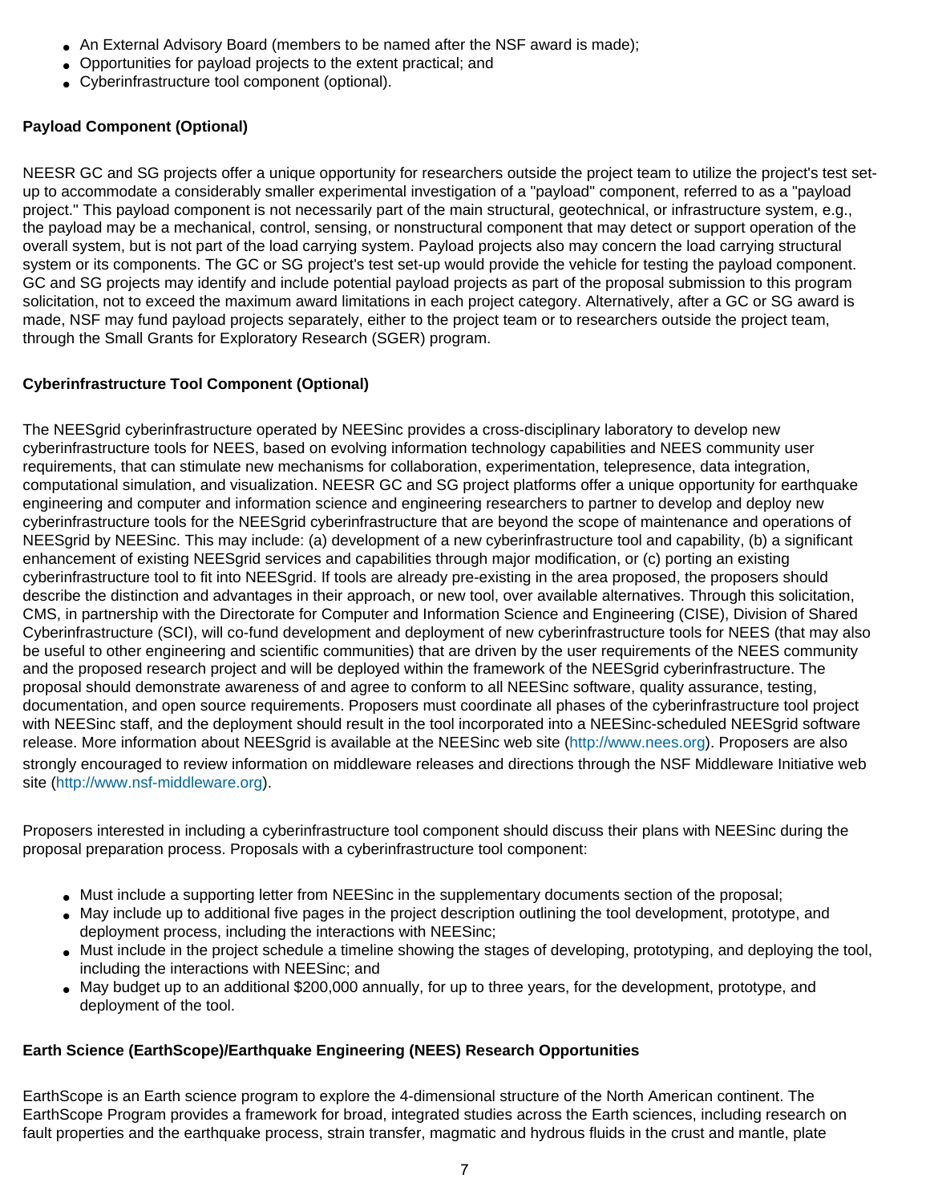- An External Advisory Board (members to be named after the NSF award is made);
- Opportunities for payload projects to the extent practical; and
- Cyberinfrastructure tool component (optional).

**Payload Component (Optional)**

NEESR GC and SG projects offer a unique opportunity for researchers outside the project team to utilize the project's test set-up to accommodate a considerably smaller experimental investigation of a "payload" component, referred to as a "payload project." This payload component is not necessarily part of the main structural, geotechnical, or infrastructure system, e.g., the payload may be a mechanical, control, sensing, or nonstructural component that may detect or support operation of the overall system, but is not part of the load carrying system. Payload projects also may concern the load carrying structural system or its components. The GC or SG project's test set-up would provide the vehicle for testing the payload component. GC and SG projects may identify and include potential payload projects as part of the proposal submission to this program solicitation, not to exceed the maximum award limitations in each project category. Alternatively, after a GC or SG award is made, NSF may fund payload projects separately, either to the project team or to researchers outside the project team, through the Small Grants for Exploratory Research (SGER) program.

**Cyberinfrastructure Tool Component (Optional)**

The NEESgrid cyberinfrastructure operated by NEESinc provides a cross-disciplinary laboratory to develop new cyberinfrastructure tools for NEES, based on evolving information technology capabilities and NEES community user requirements, that can stimulate new mechanisms for collaboration, experimentation, telepresence, data integration, computational simulation, and visualization. NEESR GC and SG project platforms offer a unique opportunity for earthquake engineering and computer and information science and engineering researchers to partner to develop and deploy new cyberinfrastructure tools for the NEESgrid cyberinfrastructure that are beyond the scope of maintenance and operations of NEESgrid by NEESinc. This may include: (a) development of a new cyberinfrastructure tool and capability, (b) a significant enhancement of existing NEESgrid services and capabilities through major modification, or (c) porting an existing cyberinfrastructure tool to fit into NEESgrid. If tools are already pre-existing in the area proposed, the proposers should describe the distinction and advantages in their approach, or new tool, over available alternatives. Through this solicitation, CMS, in partnership with the Directorate for Computer and Information Science and Engineering (CISE), Division of Shared Cyberinfrastructure (SCI), will co-fund development and deployment of new cyberinfrastructure tools for NEES (that may also be useful to other engineering and scientific communities) that are driven by the user requirements of the NEES community and the proposed research project and will be deployed within the framework of the NEESgrid cyberinfrastructure. The proposal should demonstrate awareness of and agree to conform to all NEESinc software, quality assurance, testing, documentation, and open source requirements. Proposers must coordinate all phases of the cyberinfrastructure tool project with NEESinc staff, and the deployment should result in the tool incorporated into a NEESinc-scheduled NEESgrid software release. More information about NEESgrid is available at the NEESinc web site (http://www.nees.org). Proposers are also strongly encouraged to review information on middleware releases and directions through the NSF Middleware Initiative web site (http://www.nsf-middleware.org).

Proposers interested in including a cyberinfrastructure tool component should discuss their plans with NEESinc during the proposal preparation process. Proposals with a cyberinfrastructure tool component:

- Must include a supporting letter from NEESinc in the supplementary documents section of the proposal;
- May include up to additional five pages in the project description outlining the tool development, prototype, and deployment process, including the interactions with NEESinc;
- Must include in the project schedule a timeline showing the stages of developing, prototyping, and deploying the tool, including the interactions with NEESinc; and
- May budget up to an additional $200,000 annually, for up to three years, for the development, prototype, and deployment of the tool.

**Earth Science (EarthScope)/Earthquake Engineering (NEES) Research Opportunities**

EarthScope is an Earth science program to explore the 4-dimensional structure of the North American continent. The EarthScope Program provides a framework for broad, integrated studies across the Earth sciences, including research on fault properties and the earthquake process, strain transfer, magmatic and hydrous fluids in the crust and mantle, plate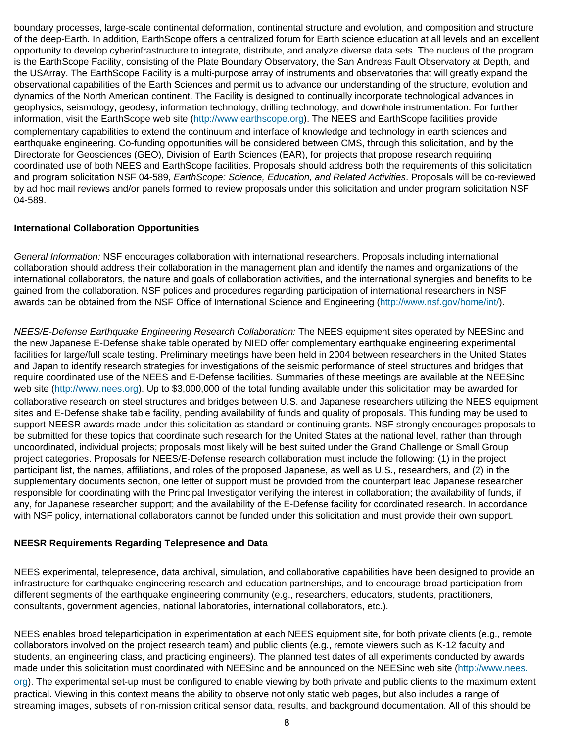boundary processes, large-scale continental deformation, continental structure and evolution, and composition and structure of the deep-Earth. In addition, EarthScope offers a centralized forum for Earth science education at all levels and an excellent opportunity to develop cyberinfrastructure to integrate, distribute, and analyze diverse data sets. The nucleus of the program is the EarthScope Facility, consisting of the Plate Boundary Observatory, the San Andreas Fault Observatory at Depth, and the USArray. The EarthScope Facility is a multi-purpose array of instruments and observatories that will greatly expand the observational capabilities of the Earth Sciences and permit us to advance our understanding of the structure, evolution and dynamics of the North American continent. The Facility is designed to continually incorporate technological advances in geophysics, seismology, geodesy, information technology, drilling technology, and downhole instrumentation. For further information, visit the EarthScope web site (http://www.earthscope.org). The NEES and EarthScope facilities provide complementary capabilities to extend the continuum and interface of knowledge and technology in earth sciences and earthquake engineering. Co-funding opportunities will be considered between CMS, through this solicitation, and by the Directorate for Geosciences (GEO), Division of Earth Sciences (EAR), for projects that propose research requiring coordinated use of both NEES and EarthScope facilities. Proposals should address both the requirements of this solicitation and program solicitation NSF 04-589, *EarthScope: Science, Education, and Related Activities*. Proposals will be co-reviewed by ad hoc mail reviews and/or panels formed to review proposals under this solicitation and under program solicitation NSF 04-589.

**International Collaboration Opportunities**

*General Information:* NSF encourages collaboration with international researchers. Proposals including international collaboration should address their collaboration in the management plan and identify the names and organizations of the international collaborators, the nature and goals of collaboration activities, and the international synergies and benefits to be gained from the collaboration. NSF polices and procedures regarding participation of international researchers in NSF awards can be obtained from the NSF Office of International Science and Engineering (http://www.nsf.gov/home/int/).

*NEES/E-Defense Earthquake Engineering Research Collaboration:* The NEES equipment sites operated by NEESinc and the new Japanese E-Defense shake table operated by NIED offer complementary earthquake engineering experimental facilities for large/full scale testing. Preliminary meetings have been held in 2004 between researchers in the United States and Japan to identify research strategies for investigations of the seismic performance of steel structures and bridges that require coordinated use of the NEES and E-Defense facilities. Summaries of these meetings are available at the NEESinc web site (http://www.nees.org). Up to $3,000,000 of the total funding available under this solicitation may be awarded for collaborative research on steel structures and bridges between U.S. and Japanese researchers utilizing the NEES equipment sites and E-Defense shake table facility, pending availability of funds and quality of proposals. This funding may be used to support NEESR awards made under this solicitation as standard or continuing grants. NSF strongly encourages proposals to be submitted for these topics that coordinate such research for the United States at the national level, rather than through uncoordinated, individual projects; proposals most likely will be best suited under the Grand Challenge or Small Group project categories. Proposals for NEES/E-Defense research collaboration must include the following: (1) in the project participant list, the names, affiliations, and roles of the proposed Japanese, as well as U.S., researchers, and (2) in the supplementary documents section, one letter of support must be provided from the counterpart lead Japanese researcher responsible for coordinating with the Principal Investigator verifying the interest in collaboration; the availability of funds, if any, for Japanese researcher support; and the availability of the E-Defense facility for coordinated research. In accordance with NSF policy, international collaborators cannot be funded under this solicitation and must provide their own support.

**NEESR Requirements Regarding Telepresence and Data**

NEES experimental, telepresence, data archival, simulation, and collaborative capabilities have been designed to provide an infrastructure for earthquake engineering research and education partnerships, and to encourage broad participation from different segments of the earthquake engineering community (e.g., researchers, educators, students, practitioners, consultants, government agencies, national laboratories, international collaborators, etc.).

NEES enables broad teleparticipation in experimentation at each NEES equipment site, for both private clients (e.g., remote collaborators involved on the project research team) and public clients (e.g., remote viewers such as K-12 faculty and students, an engineering class, and practicing engineers). The planned test dates of all experiments conducted by awards made under this solicitation must coordinated with NEESinc and be announced on the NEESinc web site (http://www.nees.org). The experimental set-up must be configured to enable viewing by both private and public clients to the maximum extent practical. Viewing in this context means the ability to observe not only static web pages, but also includes a range of streaming images, subsets of non-mission critical sensor data, results, and background documentation. All of this should be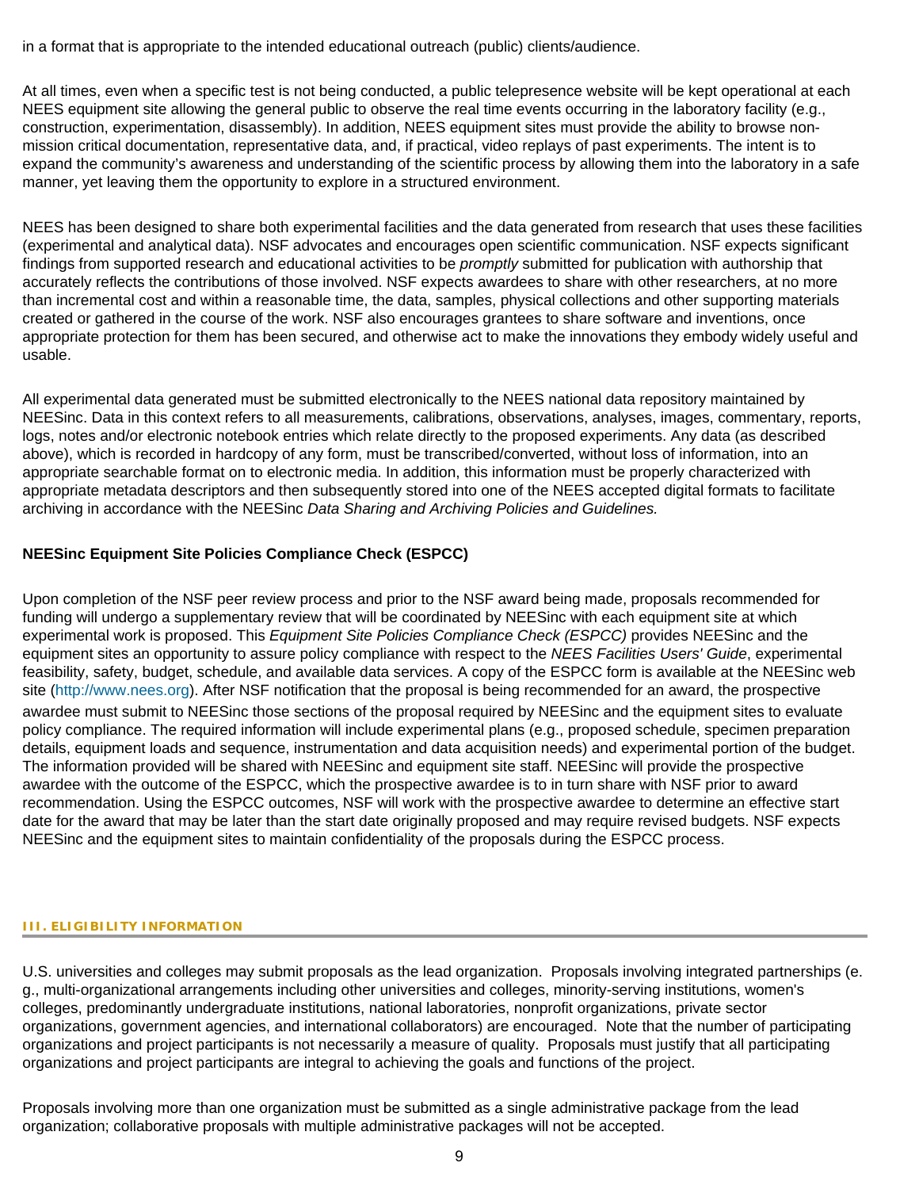in a format that is appropriate to the intended educational outreach (public) clients/audience.

At all times, even when a specific test is not being conducted, a public telepresence website will be kept operational at each NEES equipment site allowing the general public to observe the real time events occurring in the laboratory facility (e.g., construction, experimentation, disassembly). In addition, NEES equipment sites must provide the ability to browse non-mission critical documentation, representative data, and, if practical, video replays of past experiments. The intent is to expand the community's awareness and understanding of the scientific process by allowing them into the laboratory in a safe manner, yet leaving them the opportunity to explore in a structured environment.

NEES has been designed to share both experimental facilities and the data generated from research that uses these facilities (experimental and analytical data). NSF advocates and encourages open scientific communication. NSF expects significant findings from supported research and educational activities to be *promptly* submitted for publication with authorship that accurately reflects the contributions of those involved. NSF expects awardees to share with other researchers, at no more than incremental cost and within a reasonable time, the data, samples, physical collections and other supporting materials created or gathered in the course of the work. NSF also encourages grantees to share software and inventions, once appropriate protection for them has been secured, and otherwise act to make the innovations they embody widely useful and usable.

All experimental data generated must be submitted electronically to the NEES national data repository maintained by NEESinc. Data in this context refers to all measurements, calibrations, observations, analyses, images, commentary, reports, logs, notes and/or electronic notebook entries which relate directly to the proposed experiments. Any data (as described above), which is recorded in hardcopy of any form, must be transcribed/converted, without loss of information, into an appropriate searchable format on to electronic media. In addition, this information must be properly characterized with appropriate metadata descriptors and then subsequently stored into one of the NEES accepted digital formats to facilitate archiving in accordance with the NEESinc *Data Sharing and Archiving Policies and Guidelines.*

**NEESinc Equipment Site Policies Compliance Check (ESPCC)**

Upon completion of the NSF peer review process and prior to the NSF award being made, proposals recommended for funding will undergo a supplementary review that will be coordinated by NEESinc with each equipment site at which experimental work is proposed. This *Equipment Site Policies Compliance Check (ESPCC)* provides NEESinc and the equipment sites an opportunity to assure policy compliance with respect to the *NEES Facilities Users' Guide*, experimental feasibility, safety, budget, schedule, and available data services. A copy of the ESPCC form is available at the NEESinc web site (http://www.nees.org). After NSF notification that the proposal is being recommended for an award, the prospective awardee must submit to NEESinc those sections of the proposal required by NEESinc and the equipment sites to evaluate policy compliance. The required information will include experimental plans (e.g., proposed schedule, specimen preparation details, equipment loads and sequence, instrumentation and data acquisition needs) and experimental portion of the budget. The information provided will be shared with NEESinc and equipment site staff. NEESinc will provide the prospective awardee with the outcome of the ESPCC, which the prospective awardee is to in turn share with NSF prior to award recommendation. Using the ESPCC outcomes, NSF will work with the prospective awardee to determine an effective start date for the award that may be later than the start date originally proposed and may require revised budgets. NSF expects NEESinc and the equipment sites to maintain confidentiality of the proposals during the ESPCC process.

## III. ELIGIBILITY INFORMATION

U.S. universities and colleges may submit proposals as the lead organization. Proposals involving integrated partnerships (e.g., multi-organizational arrangements including other universities and colleges, minority-serving institutions, women's colleges, predominantly undergraduate institutions, national laboratories, nonprofit organizations, private sector organizations, government agencies, and international collaborators) are encouraged. Note that the number of participating organizations and project participants is not necessarily a measure of quality. Proposals must justify that all participating organizations and project participants are integral to achieving the goals and functions of the project.

Proposals involving more than one organization must be submitted as a single administrative package from the lead organization; collaborative proposals with multiple administrative packages will not be accepted.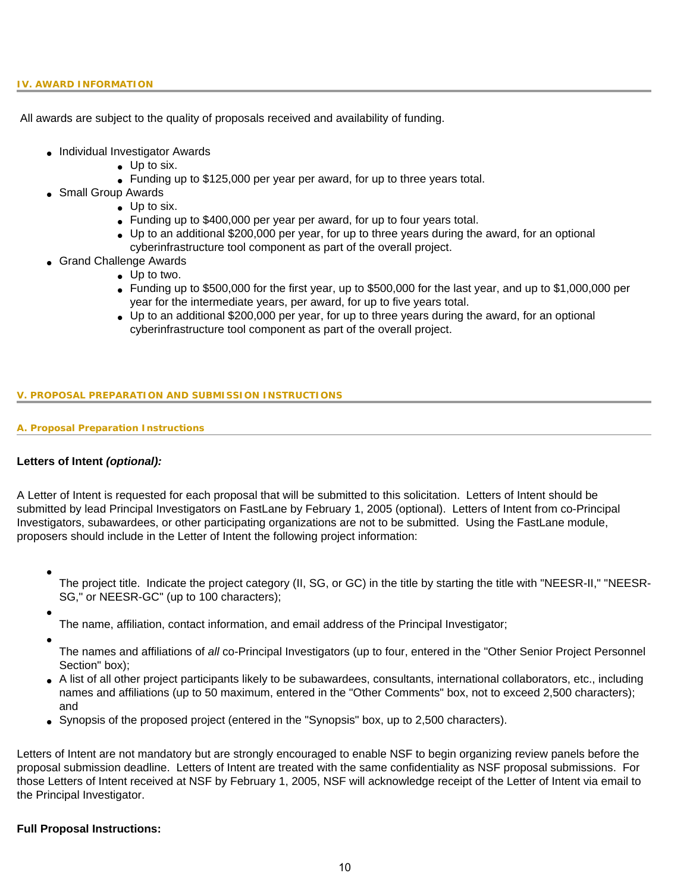## IV. AWARD INFORMATION

All awards are subject to the quality of proposals received and availability of funding.

- Individual Investigator Awards
  - Up to six.
  - Funding up to $125,000 per year per award, for up to three years total.
- Small Group Awards
  - Up to six.
  - Funding up to $400,000 per year per award, for up to four years total.
  - Up to an additional $200,000 per year, for up to three years during the award, for an optional cyberinfrastructure tool component as part of the overall project.
- Grand Challenge Awards
  - Up to two.
  - Funding up to $500,000 for the first year, up to $500,000 for the last year, and up to $1,000,000 per year for the intermediate years, per award, for up to five years total.
  - Up to an additional $200,000 per year, for up to three years during the award, for an optional cyberinfrastructure tool component as part of the overall project.

## V. PROPOSAL PREPARATION AND SUBMISSION INSTRUCTIONS

### A. Proposal Preparation Instructions

**Letters of Intent *(optional):***

A Letter of Intent is requested for each proposal that will be submitted to this solicitation. Letters of Intent should be submitted by lead Principal Investigators on FastLane by February 1, 2005 (optional). Letters of Intent from co-Principal Investigators, subawardees, or other participating organizations are not to be submitted. Using the FastLane module, proposers should include in the Letter of Intent the following project information:

- The project title. Indicate the project category (II, SG, or GC) in the title by starting the title with "NEESR-II," "NEESR-SG," or NEESR-GC" (up to 100 characters);
- The name, affiliation, contact information, and email address of the Principal Investigator;
- The names and affiliations of *all* co-Principal Investigators (up to four, entered in the "Other Senior Project Personnel Section" box);
- A list of all other project participants likely to be subawardees, consultants, international collaborators, etc., including names and affiliations (up to 50 maximum, entered in the "Other Comments" box, not to exceed 2,500 characters); and
- Synopsis of the proposed project (entered in the "Synopsis" box, up to 2,500 characters).

Letters of Intent are not mandatory but are strongly encouraged to enable NSF to begin organizing review panels before the proposal submission deadline. Letters of Intent are treated with the same confidentiality as NSF proposal submissions. For those Letters of Intent received at NSF by February 1, 2005, NSF will acknowledge receipt of the Letter of Intent via email to the Principal Investigator.

**Full Proposal Instructions:**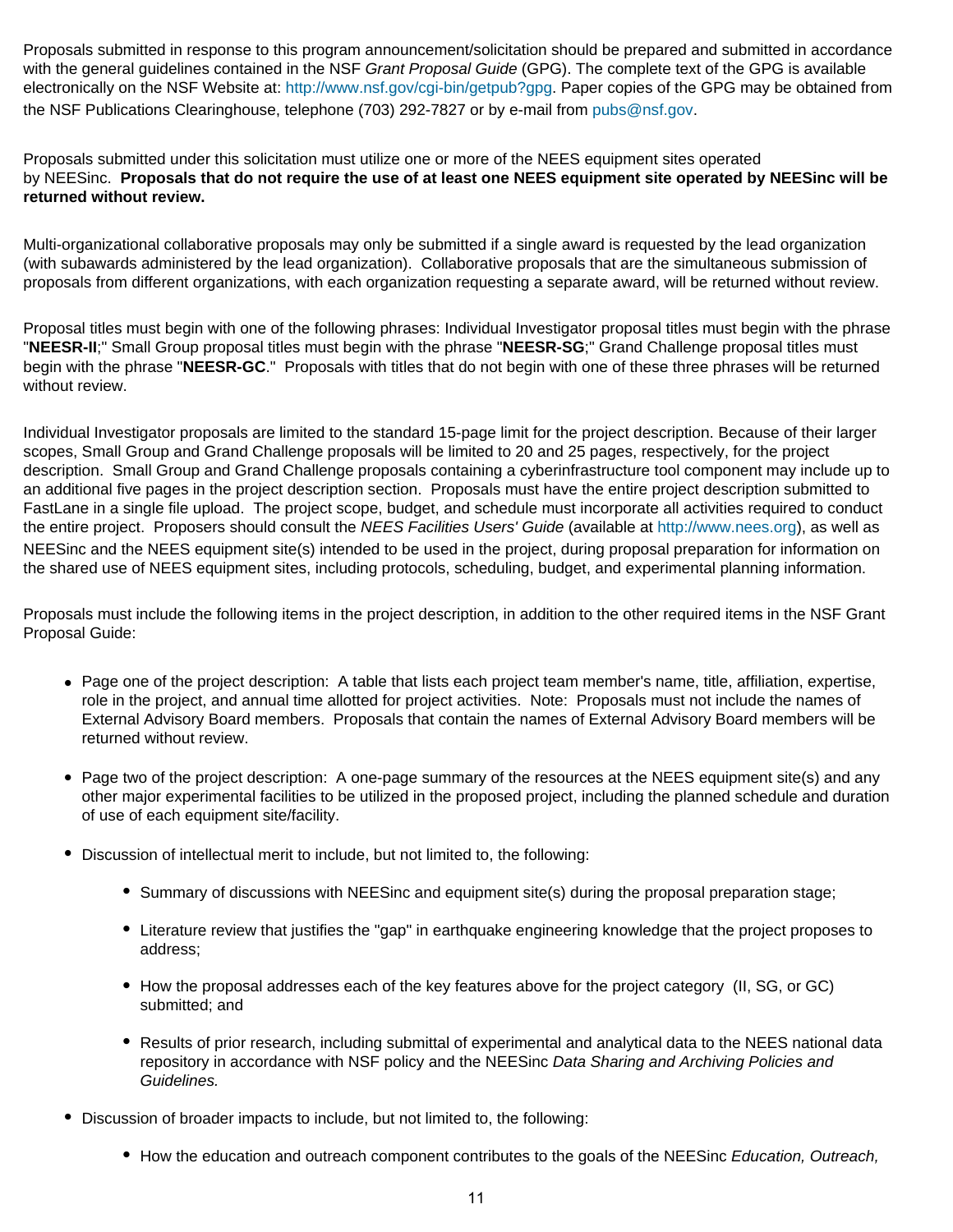Proposals submitted in response to this program announcement/solicitation should be prepared and submitted in accordance with the general guidelines contained in the NSF *Grant Proposal Guide* (GPG). The complete text of the GPG is available electronically on the NSF Website at: http://www.nsf.gov/cgi-bin/getpub?gpg. Paper copies of the GPG may be obtained from the NSF Publications Clearinghouse, telephone (703) 292-7827 or by e-mail from pubs@nsf.gov.

Proposals submitted under this solicitation must utilize one or more of the NEES equipment sites operated by NEESinc. **Proposals that do not require the use of at least one NEES equipment site operated by NEESinc will be returned without review.**

Multi-organizational collaborative proposals may only be submitted if a single award is requested by the lead organization (with subawards administered by the lead organization). Collaborative proposals that are the simultaneous submission of proposals from different organizations, with each organization requesting a separate award, will be returned without review.

Proposal titles must begin with one of the following phrases: Individual Investigator proposal titles must begin with the phrase "**NEESR-II**;" Small Group proposal titles must begin with the phrase "**NEESR-SG**;" Grand Challenge proposal titles must begin with the phrase "**NEESR-GC**." Proposals with titles that do not begin with one of these three phrases will be returned without review.

Individual Investigator proposals are limited to the standard 15-page limit for the project description. Because of their larger scopes, Small Group and Grand Challenge proposals will be limited to 20 and 25 pages, respectively, for the project description. Small Group and Grand Challenge proposals containing a cyberinfrastructure tool component may include up to an additional five pages in the project description section. Proposals must have the entire project description submitted to FastLane in a single file upload. The project scope, budget, and schedule must incorporate all activities required to conduct the entire project. Proposers should consult the *NEES Facilities Users' Guide* (available at http://www.nees.org), as well as NEESinc and the NEES equipment site(s) intended to be used in the project, during proposal preparation for information on the shared use of NEES equipment sites, including protocols, scheduling, budget, and experimental planning information.

Proposals must include the following items in the project description, in addition to the other required items in the NSF Grant Proposal Guide:

- Page one of the project description: A table that lists each project team member's name, title, affiliation, expertise, role in the project, and annual time allotted for project activities. Note: Proposals must not include the names of External Advisory Board members. Proposals that contain the names of External Advisory Board members will be returned without review.
- Page two of the project description: A one-page summary of the resources at the NEES equipment site(s) and any other major experimental facilities to be utilized in the proposed project, including the planned schedule and duration of use of each equipment site/facility.
- Discussion of intellectual merit to include, but not limited to, the following:
    - Summary of discussions with NEESinc and equipment site(s) during the proposal preparation stage;
    - Literature review that justifies the "gap" in earthquake engineering knowledge that the project proposes to address;
    - How the proposal addresses each of the key features above for the project category (II, SG, or GC) submitted; and
    - Results of prior research, including submittal of experimental and analytical data to the NEES national data repository in accordance with NSF policy and the NEESinc *Data Sharing and Archiving Policies and Guidelines.*
- Discussion of broader impacts to include, but not limited to, the following:
    - How the education and outreach component contributes to the goals of the NEESinc *Education, Outreach,*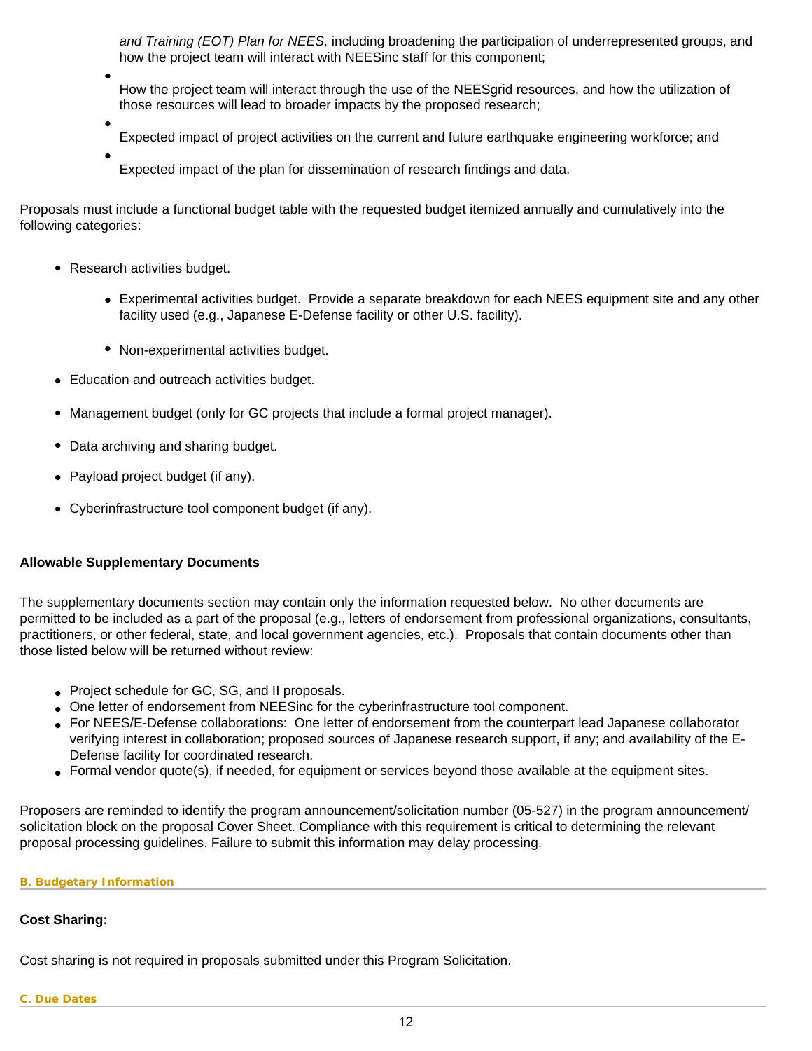*and Training (EOT) Plan for NEES,* including broadening the participation of underrepresented groups, and how the project team will interact with NEESinc staff for this component;

- How the project team will interact through the use of the NEESgrid resources, and how the utilization of those resources will lead to broader impacts by the proposed research;
- Expected impact of project activities on the current and future earthquake engineering workforce; and
- Expected impact of the plan for dissemination of research findings and data.

Proposals must include a functional budget table with the requested budget itemized annually and cumulatively into the following categories:

- Research activities budget.
  - Experimental activities budget. Provide a separate breakdown for each NEES equipment site and any other facility used (e.g., Japanese E-Defense facility or other U.S. facility).
  - Non-experimental activities budget.
- Education and outreach activities budget.
- Management budget (only for GC projects that include a formal project manager).
- Data archiving and sharing budget.
- Payload project budget (if any).
- Cyberinfrastructure tool component budget (if any).

**Allowable Supplementary Documents**

The supplementary documents section may contain only the information requested below. No other documents are permitted to be included as a part of the proposal (e.g., letters of endorsement from professional organizations, consultants, practitioners, or other federal, state, and local government agencies, etc.). Proposals that contain documents other than those listed below will be returned without review:

- Project schedule for GC, SG, and II proposals.
- One letter of endorsement from NEESinc for the cyberinfrastructure tool component.
- For NEES/E-Defense collaborations: One letter of endorsement from the counterpart lead Japanese collaborator verifying interest in collaboration; proposed sources of Japanese research support, if any; and availability of the E-Defense facility for coordinated research.
- Formal vendor quote(s), if needed, for equipment or services beyond those available at the equipment sites.

Proposers are reminded to identify the program announcement/solicitation number (05-527) in the program announcement/solicitation block on the proposal Cover Sheet. Compliance with this requirement is critical to determining the relevant proposal processing guidelines. Failure to submit this information may delay processing.

#### B. Budgetary Information

**Cost Sharing:**

Cost sharing is not required in proposals submitted under this Program Solicitation.

#### C. Due Dates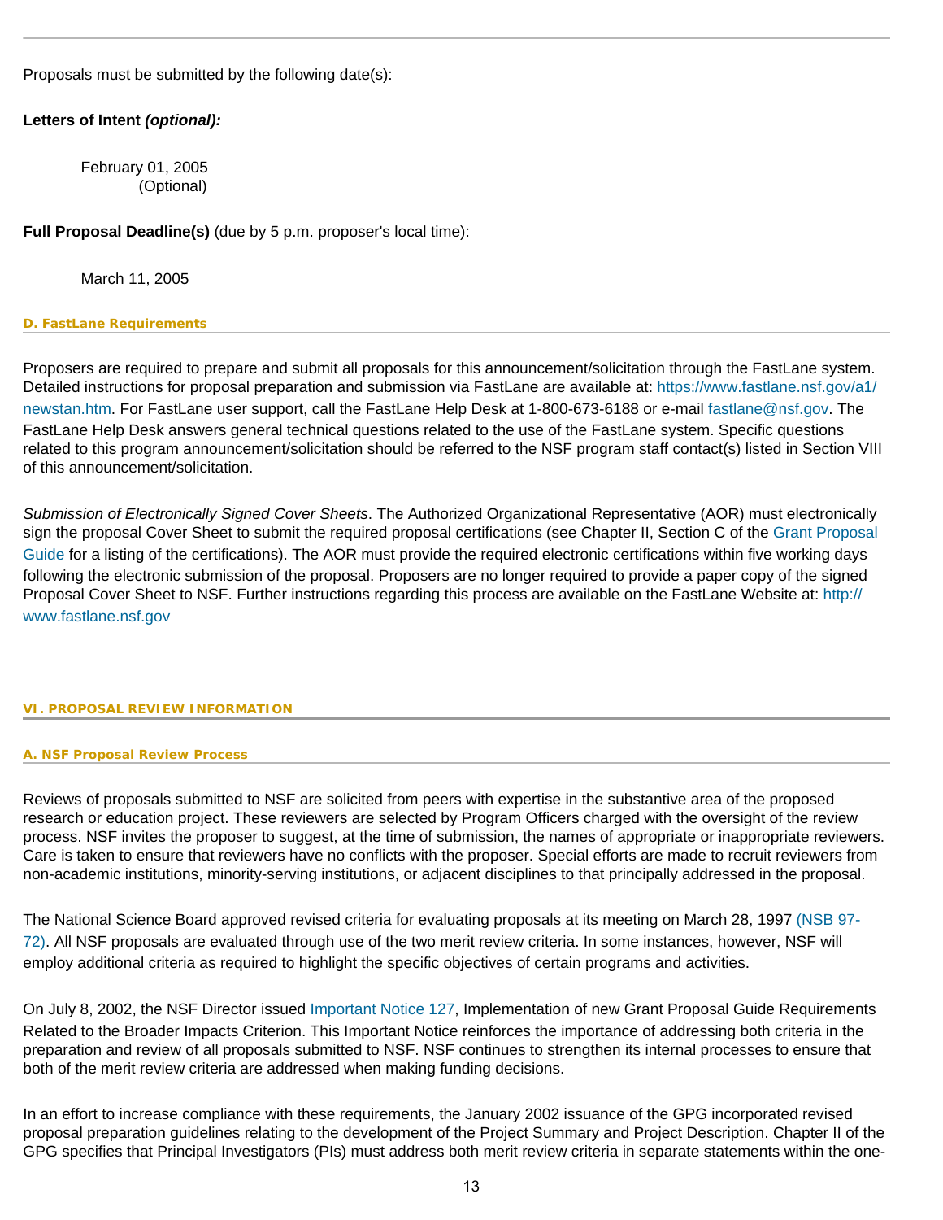Proposals must be submitted by the following date(s):

**Letters of Intent *(optional):***

February 01, 2005
(Optional)

**Full Proposal Deadline(s)** (due by 5 p.m. proposer's local time):

March 11, 2005

#### D. FastLane Requirements

Proposers are required to prepare and submit all proposals for this announcement/solicitation through the FastLane system. Detailed instructions for proposal preparation and submission via FastLane are available at: https://www.fastlane.nsf.gov/a1/newstan.htm. For FastLane user support, call the FastLane Help Desk at 1-800-673-6188 or e-mail fastlane@nsf.gov. The FastLane Help Desk answers general technical questions related to the use of the FastLane system. Specific questions related to this program announcement/solicitation should be referred to the NSF program staff contact(s) listed in Section VIII of this announcement/solicitation.

*Submission of Electronically Signed Cover Sheets*. The Authorized Organizational Representative (AOR) must electronically sign the proposal Cover Sheet to submit the required proposal certifications (see Chapter II, Section C of the Grant Proposal Guide for a listing of the certifications). The AOR must provide the required electronic certifications within five working days following the electronic submission of the proposal. Proposers are no longer required to provide a paper copy of the signed Proposal Cover Sheet to NSF. Further instructions regarding this process are available on the FastLane Website at: http://www.fastlane.nsf.gov

## VI. PROPOSAL REVIEW INFORMATION

#### A. NSF Proposal Review Process

Reviews of proposals submitted to NSF are solicited from peers with expertise in the substantive area of the proposed research or education project. These reviewers are selected by Program Officers charged with the oversight of the review process. NSF invites the proposer to suggest, at the time of submission, the names of appropriate or inappropriate reviewers. Care is taken to ensure that reviewers have no conflicts with the proposer. Special efforts are made to recruit reviewers from non-academic institutions, minority-serving institutions, or adjacent disciplines to that principally addressed in the proposal.

The National Science Board approved revised criteria for evaluating proposals at its meeting on March 28, 1997 (NSB 97-72). All NSF proposals are evaluated through use of the two merit review criteria. In some instances, however, NSF will employ additional criteria as required to highlight the specific objectives of certain programs and activities.

On July 8, 2002, the NSF Director issued Important Notice 127, Implementation of new Grant Proposal Guide Requirements Related to the Broader Impacts Criterion. This Important Notice reinforces the importance of addressing both criteria in the preparation and review of all proposals submitted to NSF. NSF continues to strengthen its internal processes to ensure that both of the merit review criteria are addressed when making funding decisions.

In an effort to increase compliance with these requirements, the January 2002 issuance of the GPG incorporated revised proposal preparation guidelines relating to the development of the Project Summary and Project Description. Chapter II of the GPG specifies that Principal Investigators (PIs) must address both merit review criteria in separate statements within the one-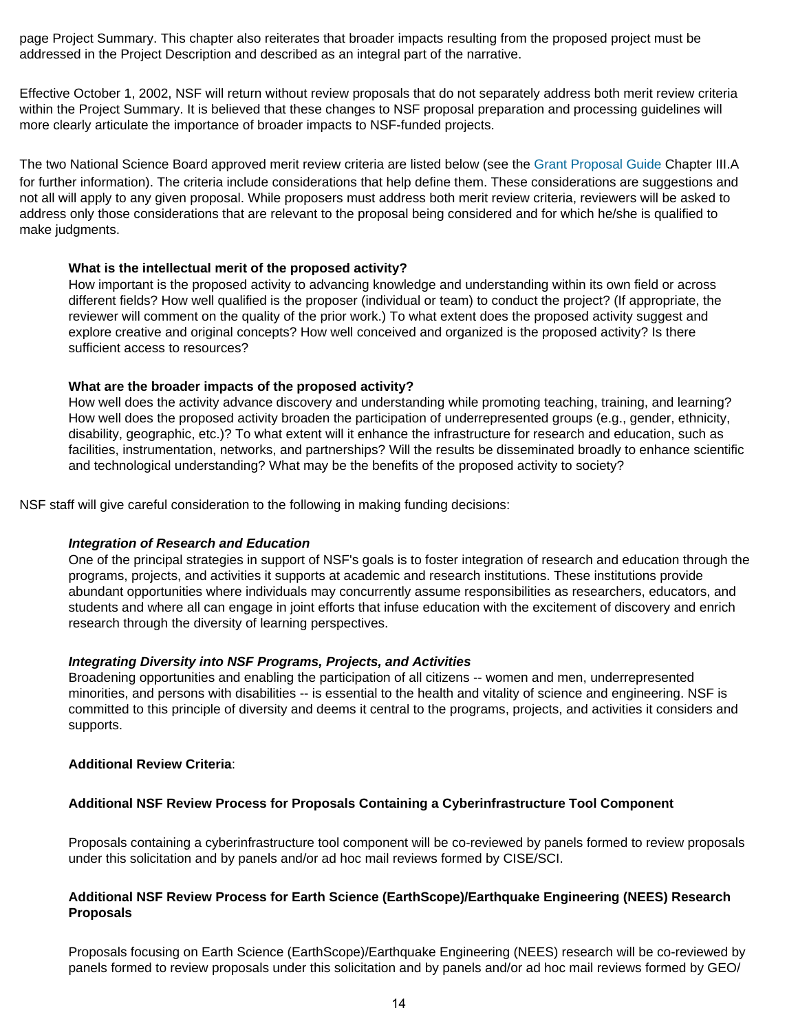page Project Summary. This chapter also reiterates that broader impacts resulting from the proposed project must be addressed in the Project Description and described as an integral part of the narrative.

Effective October 1, 2002, NSF will return without review proposals that do not separately address both merit review criteria within the Project Summary. It is believed that these changes to NSF proposal preparation and processing guidelines will more clearly articulate the importance of broader impacts to NSF-funded projects.

The two National Science Board approved merit review criteria are listed below (see the Grant Proposal Guide Chapter III.A for further information). The criteria include considerations that help define them. These considerations are suggestions and not all will apply to any given proposal. While proposers must address both merit review criteria, reviewers will be asked to address only those considerations that are relevant to the proposal being considered and for which he/she is qualified to make judgments.

**What is the intellectual merit of the proposed activity?**
How important is the proposed activity to advancing knowledge and understanding within its own field or across different fields? How well qualified is the proposer (individual or team) to conduct the project? (If appropriate, the reviewer will comment on the quality of the prior work.) To what extent does the proposed activity suggest and explore creative and original concepts? How well conceived and organized is the proposed activity? Is there sufficient access to resources?

**What are the broader impacts of the proposed activity?**
How well does the activity advance discovery and understanding while promoting teaching, training, and learning? How well does the proposed activity broaden the participation of underrepresented groups (e.g., gender, ethnicity, disability, geographic, etc.)? To what extent will it enhance the infrastructure for research and education, such as facilities, instrumentation, networks, and partnerships? Will the results be disseminated broadly to enhance scientific and technological understanding? What may be the benefits of the proposed activity to society?

NSF staff will give careful consideration to the following in making funding decisions:

***Integration of Research and Education***
One of the principal strategies in support of NSF's goals is to foster integration of research and education through the programs, projects, and activities it supports at academic and research institutions. These institutions provide abundant opportunities where individuals may concurrently assume responsibilities as researchers, educators, and students and where all can engage in joint efforts that infuse education with the excitement of discovery and enrich research through the diversity of learning perspectives.

***Integrating Diversity into NSF Programs, Projects, and Activities***
Broadening opportunities and enabling the participation of all citizens -- women and men, underrepresented minorities, and persons with disabilities -- is essential to the health and vitality of science and engineering. NSF is committed to this principle of diversity and deems it central to the programs, projects, and activities it considers and supports.

**Additional Review Criteria**:

**Additional NSF Review Process for Proposals Containing a Cyberinfrastructure Tool Component**

Proposals containing a cyberinfrastructure tool component will be co-reviewed by panels formed to review proposals under this solicitation and by panels and/or ad hoc mail reviews formed by CISE/SCI.

**Additional NSF Review Process for Earth Science (EarthScope)/Earthquake Engineering (NEES) Research Proposals**

Proposals focusing on Earth Science (EarthScope)/Earthquake Engineering (NEES) research will be co-reviewed by panels formed to review proposals under this solicitation and by panels and/or ad hoc mail reviews formed by GEO/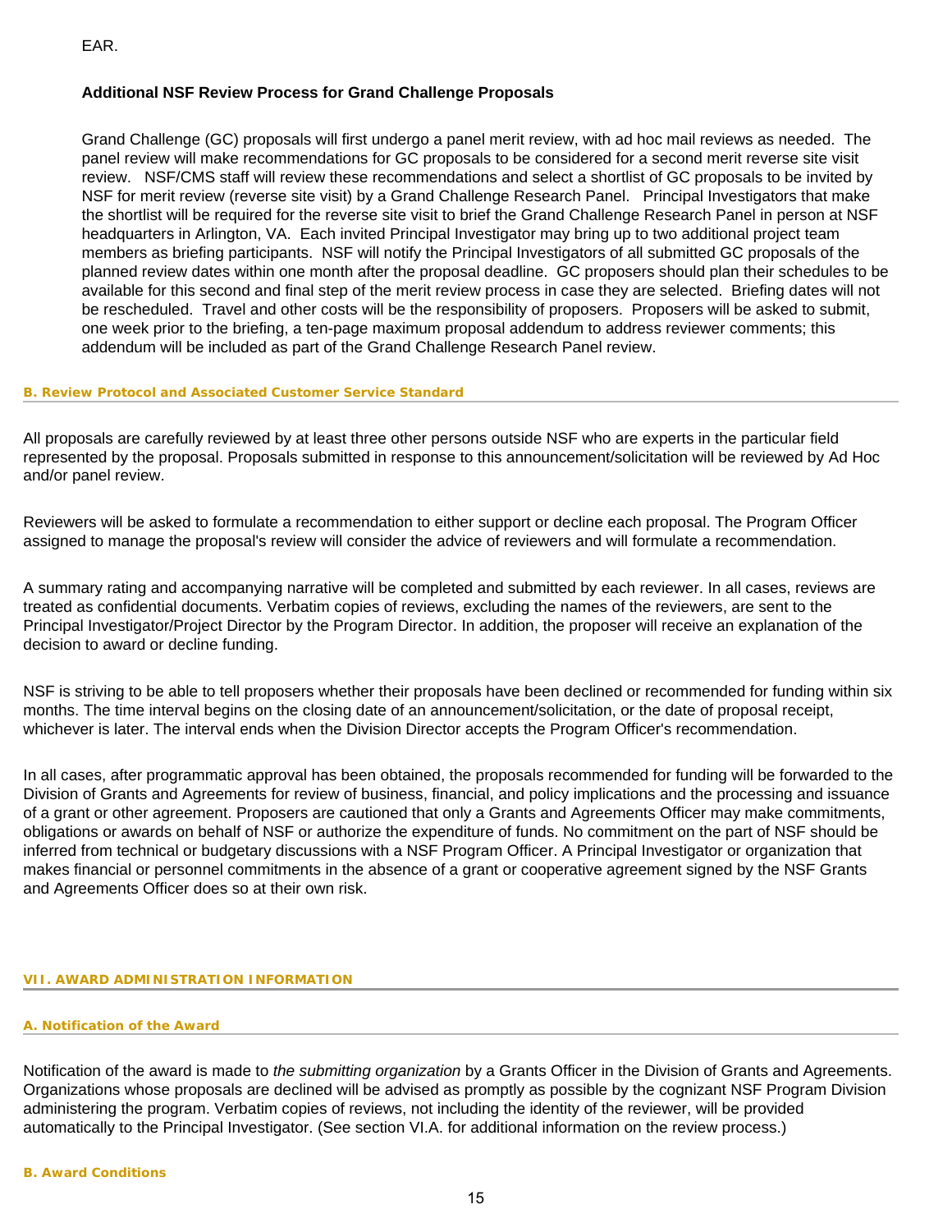EAR.

**Additional NSF Review Process for Grand Challenge Proposals**

Grand Challenge (GC) proposals will first undergo a panel merit review, with ad hoc mail reviews as needed. The panel review will make recommendations for GC proposals to be considered for a second merit reverse site visit review. NSF/CMS staff will review these recommendations and select a shortlist of GC proposals to be invited by NSF for merit review (reverse site visit) by a Grand Challenge Research Panel. Principal Investigators that make the shortlist will be required for the reverse site visit to brief the Grand Challenge Research Panel in person at NSF headquarters in Arlington, VA. Each invited Principal Investigator may bring up to two additional project team members as briefing participants. NSF will notify the Principal Investigators of all submitted GC proposals of the planned review dates within one month after the proposal deadline. GC proposers should plan their schedules to be available for this second and final step of the merit review process in case they are selected. Briefing dates will not be rescheduled. Travel and other costs will be the responsibility of proposers. Proposers will be asked to submit, one week prior to the briefing, a ten-page maximum proposal addendum to address reviewer comments; this addendum will be included as part of the Grand Challenge Research Panel review.

### B. Review Protocol and Associated Customer Service Standard

All proposals are carefully reviewed by at least three other persons outside NSF who are experts in the particular field represented by the proposal. Proposals submitted in response to this announcement/solicitation will be reviewed by Ad Hoc and/or panel review.

Reviewers will be asked to formulate a recommendation to either support or decline each proposal. The Program Officer assigned to manage the proposal's review will consider the advice of reviewers and will formulate a recommendation.

A summary rating and accompanying narrative will be completed and submitted by each reviewer. In all cases, reviews are treated as confidential documents. Verbatim copies of reviews, excluding the names of the reviewers, are sent to the Principal Investigator/Project Director by the Program Director. In addition, the proposer will receive an explanation of the decision to award or decline funding.

NSF is striving to be able to tell proposers whether their proposals have been declined or recommended for funding within six months. The time interval begins on the closing date of an announcement/solicitation, or the date of proposal receipt, whichever is later. The interval ends when the Division Director accepts the Program Officer's recommendation.

In all cases, after programmatic approval has been obtained, the proposals recommended for funding will be forwarded to the Division of Grants and Agreements for review of business, financial, and policy implications and the processing and issuance of a grant or other agreement. Proposers are cautioned that only a Grants and Agreements Officer may make commitments, obligations or awards on behalf of NSF or authorize the expenditure of funds. No commitment on the part of NSF should be inferred from technical or budgetary discussions with a NSF Program Officer. A Principal Investigator or organization that makes financial or personnel commitments in the absence of a grant or cooperative agreement signed by the NSF Grants and Agreements Officer does so at their own risk.

## VII. AWARD ADMINISTRATION INFORMATION

### A. Notification of the Award

Notification of the award is made to *the submitting organization* by a Grants Officer in the Division of Grants and Agreements. Organizations whose proposals are declined will be advised as promptly as possible by the cognizant NSF Program Division administering the program. Verbatim copies of reviews, not including the identity of the reviewer, will be provided automatically to the Principal Investigator. (See section VI.A. for additional information on the review process.)

### B. Award Conditions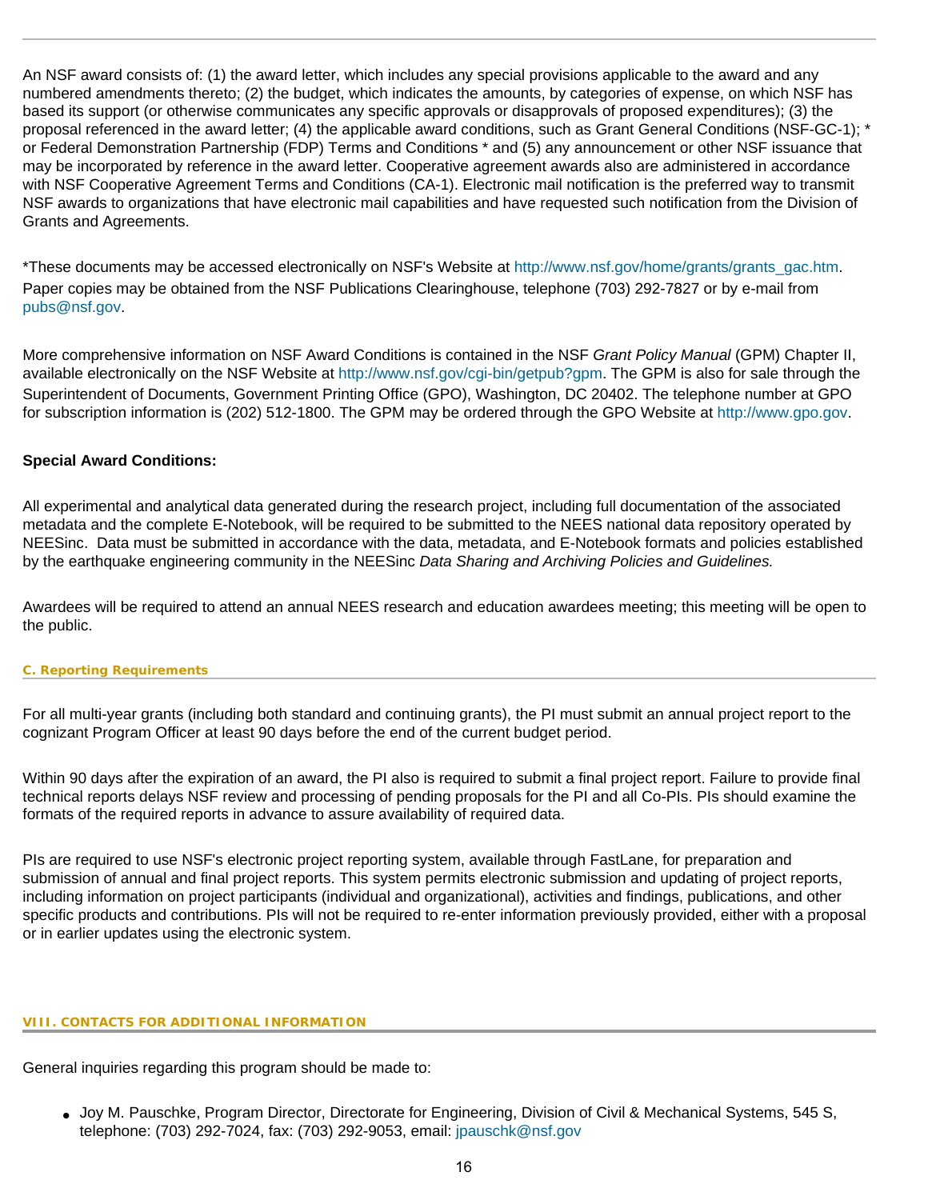An NSF award consists of: (1) the award letter, which includes any special provisions applicable to the award and any numbered amendments thereto; (2) the budget, which indicates the amounts, by categories of expense, on which NSF has based its support (or otherwise communicates any specific approvals or disapprovals of proposed expenditures); (3) the proposal referenced in the award letter; (4) the applicable award conditions, such as Grant General Conditions (NSF-GC-1); * or Federal Demonstration Partnership (FDP) Terms and Conditions * and (5) any announcement or other NSF issuance that may be incorporated by reference in the award letter. Cooperative agreement awards also are administered in accordance with NSF Cooperative Agreement Terms and Conditions (CA-1). Electronic mail notification is the preferred way to transmit NSF awards to organizations that have electronic mail capabilities and have requested such notification from the Division of Grants and Agreements.

*These documents may be accessed electronically on NSF's Website at http://www.nsf.gov/home/grants/grants_gac.htm. Paper copies may be obtained from the NSF Publications Clearinghouse, telephone (703) 292-7827 or by e-mail from pubs@nsf.gov.

More comprehensive information on NSF Award Conditions is contained in the NSF *Grant Policy Manual* (GPM) Chapter II, available electronically on the NSF Website at http://www.nsf.gov/cgi-bin/getpub?gpm. The GPM is also for sale through the Superintendent of Documents, Government Printing Office (GPO), Washington, DC 20402. The telephone number at GPO for subscription information is (202) 512-1800. The GPM may be ordered through the GPO Website at http://www.gpo.gov.

**Special Award Conditions:**

All experimental and analytical data generated during the research project, including full documentation of the associated metadata and the complete E-Notebook, will be required to be submitted to the NEES national data repository operated by NEESinc. Data must be submitted in accordance with the data, metadata, and E-Notebook formats and policies established by the earthquake engineering community in the NEESinc *Data Sharing and Archiving Policies and Guidelines.*

Awardees will be required to attend an annual NEES research and education awardees meeting; this meeting will be open to the public.

### C. Reporting Requirements

For all multi-year grants (including both standard and continuing grants), the PI must submit an annual project report to the cognizant Program Officer at least 90 days before the end of the current budget period.

Within 90 days after the expiration of an award, the PI also is required to submit a final project report. Failure to provide final technical reports delays NSF review and processing of pending proposals for the PI and all Co-PIs. PIs should examine the formats of the required reports in advance to assure availability of required data.

PIs are required to use NSF's electronic project reporting system, available through FastLane, for preparation and submission of annual and final project reports. This system permits electronic submission and updating of project reports, including information on project participants (individual and organizational), activities and findings, publications, and other specific products and contributions. PIs will not be required to re-enter information previously provided, either with a proposal or in earlier updates using the electronic system.

## VIII. CONTACTS FOR ADDITIONAL INFORMATION

General inquiries regarding this program should be made to:

- Joy M. Pauschke, Program Director, Directorate for Engineering, Division of Civil & Mechanical Systems, 545 S, telephone: (703) 292-7024, fax: (703) 292-9053, email: jpauschk@nsf.gov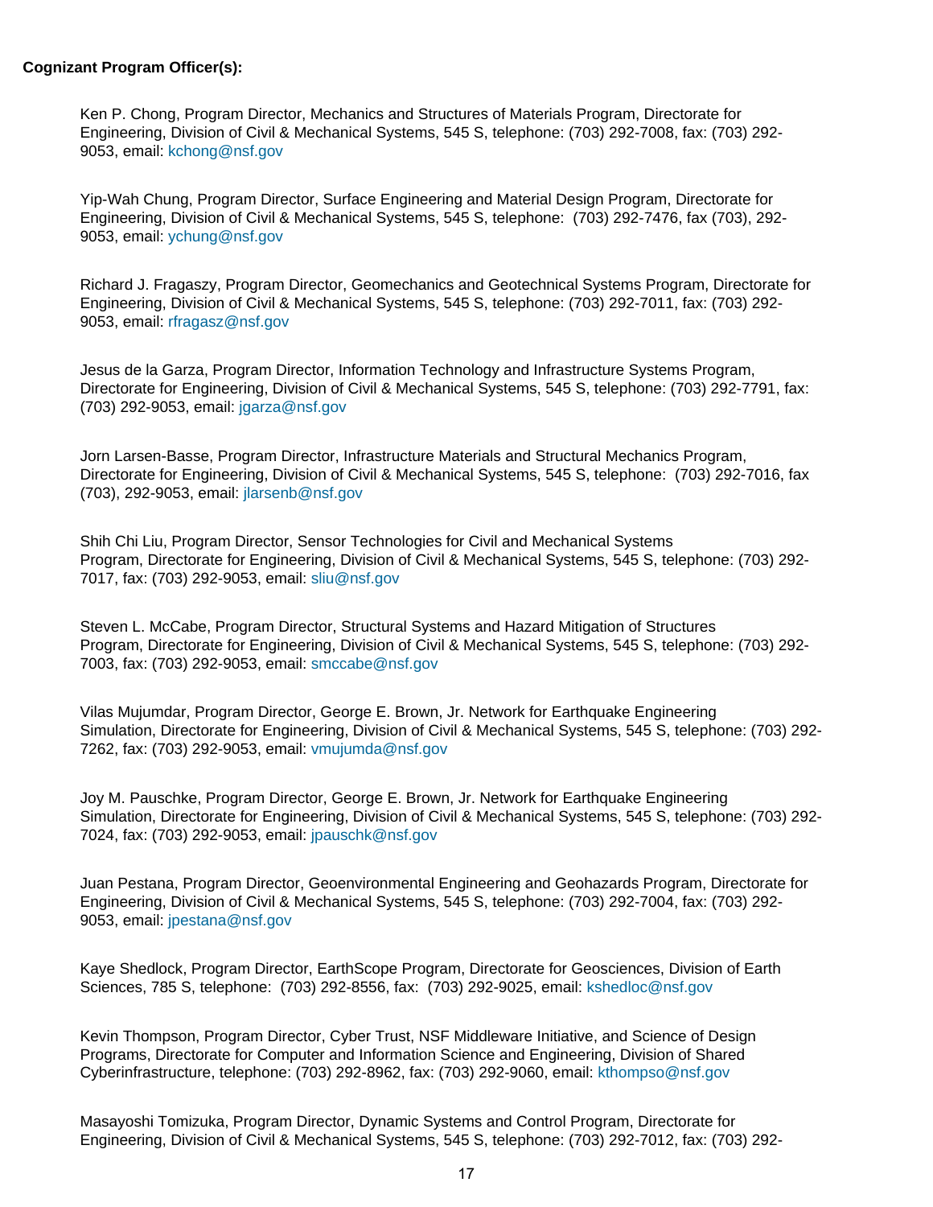**Cognizant Program Officer(s):**

Ken P. Chong, Program Director, Mechanics and Structures of Materials Program, Directorate for Engineering, Division of Civil & Mechanical Systems, 545 S, telephone: (703) 292-7008, fax: (703) 292-9053, email: kchong@nsf.gov

Yip-Wah Chung, Program Director, Surface Engineering and Material Design Program, Directorate for Engineering, Division of Civil & Mechanical Systems, 545 S, telephone: (703) 292-7476, fax (703), 292-9053, email: ychung@nsf.gov

Richard J. Fragaszy, Program Director, Geomechanics and Geotechnical Systems Program, Directorate for Engineering, Division of Civil & Mechanical Systems, 545 S, telephone: (703) 292-7011, fax: (703) 292-9053, email: rfragasz@nsf.gov

Jesus de la Garza, Program Director, Information Technology and Infrastructure Systems Program, Directorate for Engineering, Division of Civil & Mechanical Systems, 545 S, telephone: (703) 292-7791, fax: (703) 292-9053, email: jgarza@nsf.gov

Jorn Larsen-Basse, Program Director, Infrastructure Materials and Structural Mechanics Program, Directorate for Engineering, Division of Civil & Mechanical Systems, 545 S, telephone: (703) 292-7016, fax (703), 292-9053, email: jlarsenb@nsf.gov

Shih Chi Liu, Program Director, Sensor Technologies for Civil and Mechanical Systems Program, Directorate for Engineering, Division of Civil & Mechanical Systems, 545 S, telephone: (703) 292-7017, fax: (703) 292-9053, email: sliu@nsf.gov

Steven L. McCabe, Program Director, Structural Systems and Hazard Mitigation of Structures Program, Directorate for Engineering, Division of Civil & Mechanical Systems, 545 S, telephone: (703) 292-7003, fax: (703) 292-9053, email: smccabe@nsf.gov

Vilas Mujumdar, Program Director, George E. Brown, Jr. Network for Earthquake Engineering Simulation, Directorate for Engineering, Division of Civil & Mechanical Systems, 545 S, telephone: (703) 292-7262, fax: (703) 292-9053, email: vmujumda@nsf.gov

Joy M. Pauschke, Program Director, George E. Brown, Jr. Network for Earthquake Engineering Simulation, Directorate for Engineering, Division of Civil & Mechanical Systems, 545 S, telephone: (703) 292-7024, fax: (703) 292-9053, email: jpauschk@nsf.gov

Juan Pestana, Program Director, Geoenvironmental Engineering and Geohazards Program, Directorate for Engineering, Division of Civil & Mechanical Systems, 545 S, telephone: (703) 292-7004, fax: (703) 292-9053, email: jpestana@nsf.gov

Kaye Shedlock, Program Director, EarthScope Program, Directorate for Geosciences, Division of Earth Sciences, 785 S, telephone: (703) 292-8556, fax: (703) 292-9025, email: kshedloc@nsf.gov

Kevin Thompson, Program Director, Cyber Trust, NSF Middleware Initiative, and Science of Design Programs, Directorate for Computer and Information Science and Engineering, Division of Shared Cyberinfrastructure, telephone: (703) 292-8962, fax: (703) 292-9060, email: kthompso@nsf.gov

Masayoshi Tomizuka, Program Director, Dynamic Systems and Control Program, Directorate for Engineering, Division of Civil & Mechanical Systems, 545 S, telephone: (703) 292-7012, fax: (703) 292-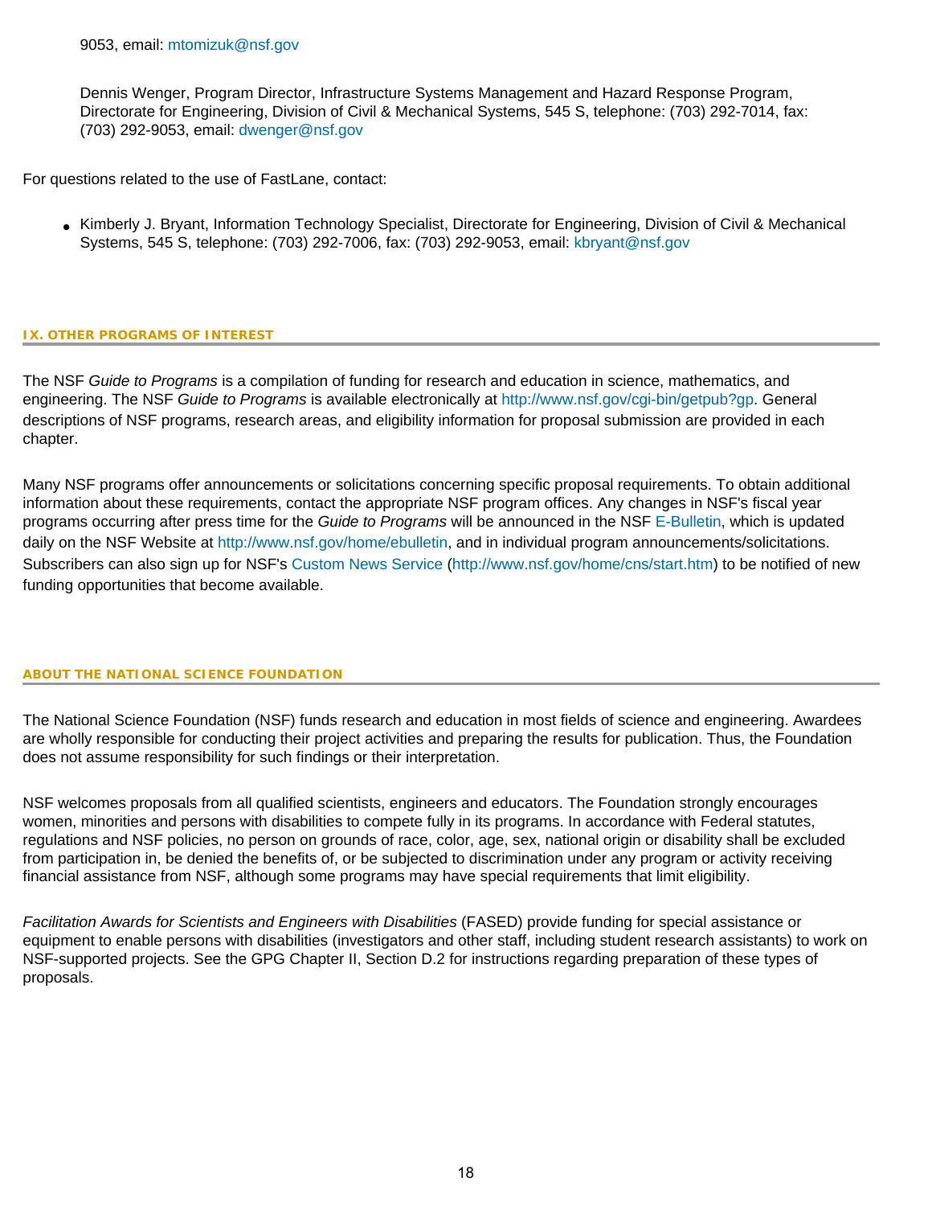9053, email: mtomizuk@nsf.gov

Dennis Wenger, Program Director, Infrastructure Systems Management and Hazard Response Program, Directorate for Engineering, Division of Civil & Mechanical Systems, 545 S, telephone: (703) 292-7014, fax: (703) 292-9053, email: dwenger@nsf.gov

For questions related to the use of FastLane, contact:

- Kimberly J. Bryant, Information Technology Specialist, Directorate for Engineering, Division of Civil & Mechanical Systems, 545 S, telephone: (703) 292-7006, fax: (703) 292-9053, email: kbryant@nsf.gov

## IX. OTHER PROGRAMS OF INTEREST

The NSF *Guide to Programs* is a compilation of funding for research and education in science, mathematics, and engineering. The NSF *Guide to Programs* is available electronically at http://www.nsf.gov/cgi-bin/getpub?gp. General descriptions of NSF programs, research areas, and eligibility information for proposal submission are provided in each chapter.

Many NSF programs offer announcements or solicitations concerning specific proposal requirements. To obtain additional information about these requirements, contact the appropriate NSF program offices. Any changes in NSF's fiscal year programs occurring after press time for the *Guide to Programs* will be announced in the NSF E-Bulletin, which is updated daily on the NSF Website at http://www.nsf.gov/home/ebulletin, and in individual program announcements/solicitations. Subscribers can also sign up for NSF's Custom News Service (http://www.nsf.gov/home/cns/start.htm) to be notified of new funding opportunities that become available.

## ABOUT THE NATIONAL SCIENCE FOUNDATION

The National Science Foundation (NSF) funds research and education in most fields of science and engineering. Awardees are wholly responsible for conducting their project activities and preparing the results for publication. Thus, the Foundation does not assume responsibility for such findings or their interpretation.

NSF welcomes proposals from all qualified scientists, engineers and educators. The Foundation strongly encourages women, minorities and persons with disabilities to compete fully in its programs. In accordance with Federal statutes, regulations and NSF policies, no person on grounds of race, color, age, sex, national origin or disability shall be excluded from participation in, be denied the benefits of, or be subjected to discrimination under any program or activity receiving financial assistance from NSF, although some programs may have special requirements that limit eligibility.

*Facilitation Awards for Scientists and Engineers with Disabilities* (FASED) provide funding for special assistance or equipment to enable persons with disabilities (investigators and other staff, including student research assistants) to work on NSF-supported projects. See the GPG Chapter II, Section D.2 for instructions regarding preparation of these types of proposals.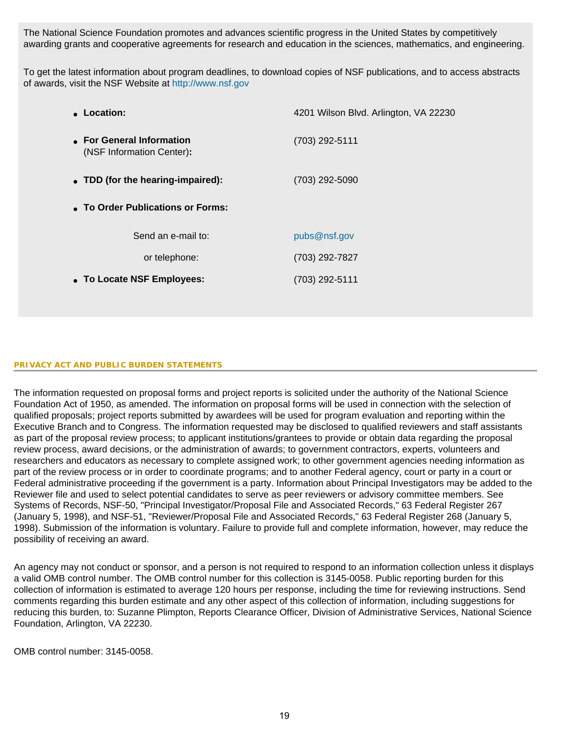The National Science Foundation promotes and advances scientific progress in the United States by competitively awarding grants and cooperative agreements for research and education in the sciences, mathematics, and engineering.

To get the latest information about program deadlines, to download copies of NSF publications, and to access abstracts of awards, visit the NSF Website at http://www.nsf.gov

- **Location:** 4201 Wilson Blvd. Arlington, VA 22230
- **For General Information** (NSF Information Center)**:** (703) 292-5111
- **TDD (for the hearing-impaired):** (703) 292-5090
- **To Order Publications or Forms:**

  Send an e-mail to: pubs@nsf.gov

  or telephone: (703) 292-7827
- **To Locate NSF Employees:** (703) 292-5111

## PRIVACY ACT AND PUBLIC BURDEN STATEMENTS

The information requested on proposal forms and project reports is solicited under the authority of the National Science Foundation Act of 1950, as amended. The information on proposal forms will be used in connection with the selection of qualified proposals; project reports submitted by awardees will be used for program evaluation and reporting within the Executive Branch and to Congress. The information requested may be disclosed to qualified reviewers and staff assistants as part of the proposal review process; to applicant institutions/grantees to provide or obtain data regarding the proposal review process, award decisions, or the administration of awards; to government contractors, experts, volunteers and researchers and educators as necessary to complete assigned work; to other government agencies needing information as part of the review process or in order to coordinate programs; and to another Federal agency, court or party in a court or Federal administrative proceeding if the government is a party. Information about Principal Investigators may be added to the Reviewer file and used to select potential candidates to serve as peer reviewers or advisory committee members. See Systems of Records, NSF-50, "Principal Investigator/Proposal File and Associated Records," 63 Federal Register 267 (January 5, 1998), and NSF-51, "Reviewer/Proposal File and Associated Records," 63 Federal Register 268 (January 5, 1998). Submission of the information is voluntary. Failure to provide full and complete information, however, may reduce the possibility of receiving an award.

An agency may not conduct or sponsor, and a person is not required to respond to an information collection unless it displays a valid OMB control number. The OMB control number for this collection is 3145-0058. Public reporting burden for this collection of information is estimated to average 120 hours per response, including the time for reviewing instructions. Send comments regarding this burden estimate and any other aspect of this collection of information, including suggestions for reducing this burden, to: Suzanne Plimpton, Reports Clearance Officer, Division of Administrative Services, National Science Foundation, Arlington, VA 22230.

OMB control number: 3145-0058.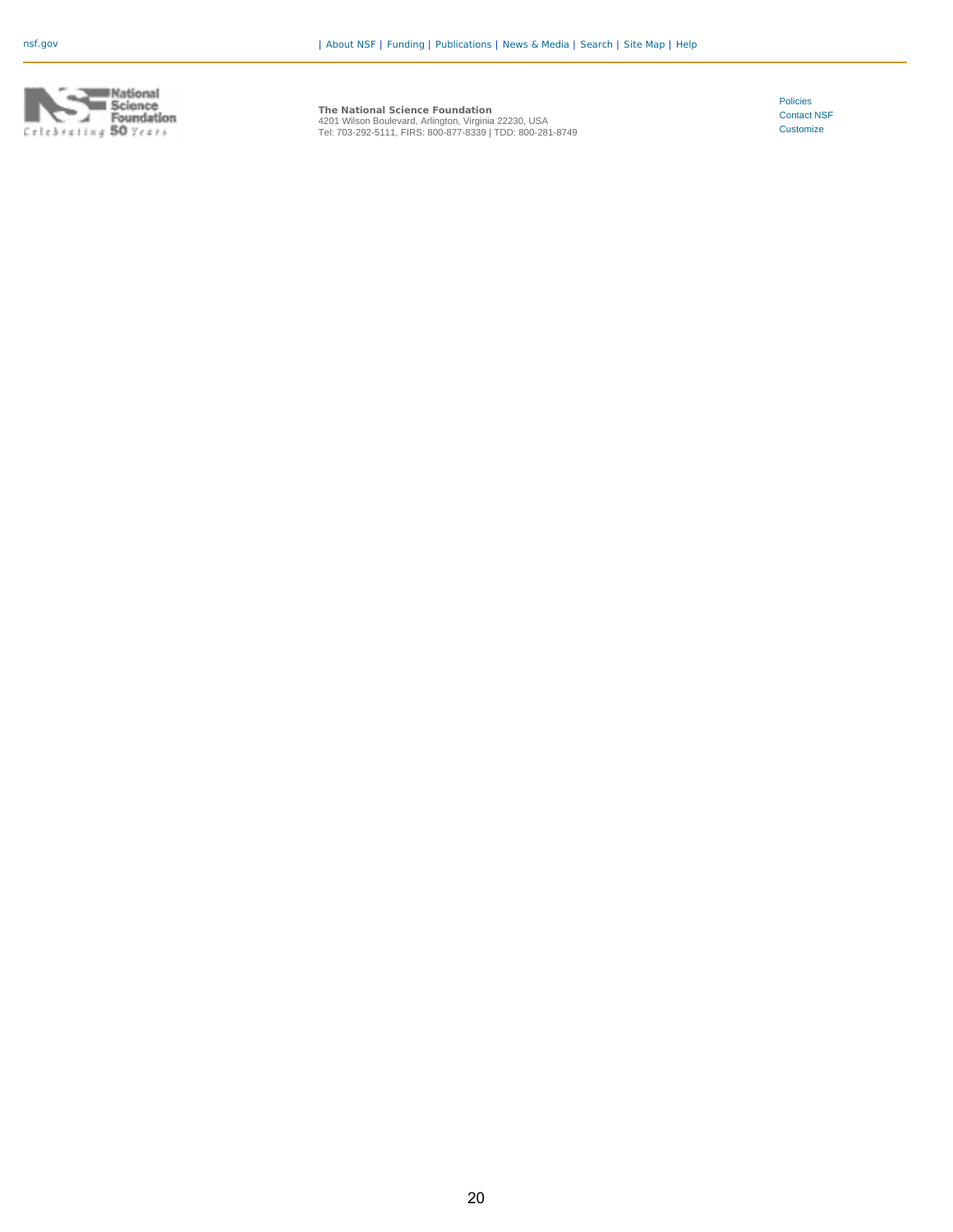nsf.gov

| About NSF | Funding | Publications | News & Media | Search | Site Map | Help

National Science Foundation
Celebrating 50 Years

**The National Science Foundation**
4201 Wilson Boulevard, Arlington, Virginia 22230, USA
Tel: 703-292-5111, FIRS: 800-877-8339 | TDD: 800-281-8749

Policies
Contact NSF
Customize